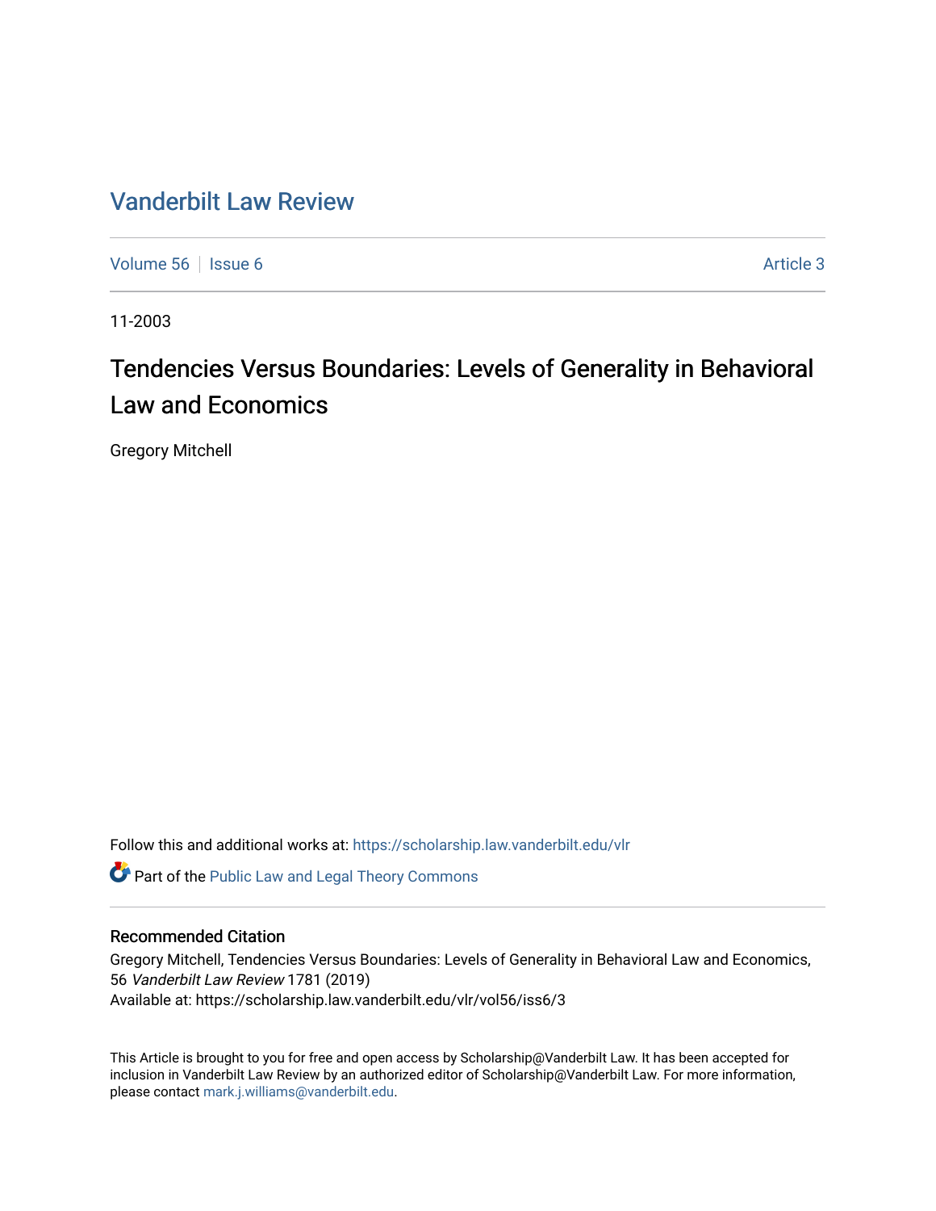# Vanderbilt Law Review

Volume 56 | Issue 6 | Article 3

11-2003

## Tendencies Versus Boundaries: Levels of Generality in Behavioral Law and Economics

Gregory Mitchell

Follow this and additional works at: https://scholarship.law.vanderbilt.edu/vlr

Part of the Public Law and Legal Theory Commons

### Recommended Citation

Gregory Mitchell, Tendencies Versus Boundaries: Levels of Generality in Behavioral Law and Economics, 56 *Vanderbilt Law Review* 1781 (2019)
Available at: https://scholarship.law.vanderbilt.edu/vlr/vol56/iss6/3

This Article is brought to you for free and open access by Scholarship@Vanderbilt Law. It has been accepted for inclusion in Vanderbilt Law Review by an authorized editor of Scholarship@Vanderbilt Law. For more information, please contact mark.j.williams@vanderbilt.edu.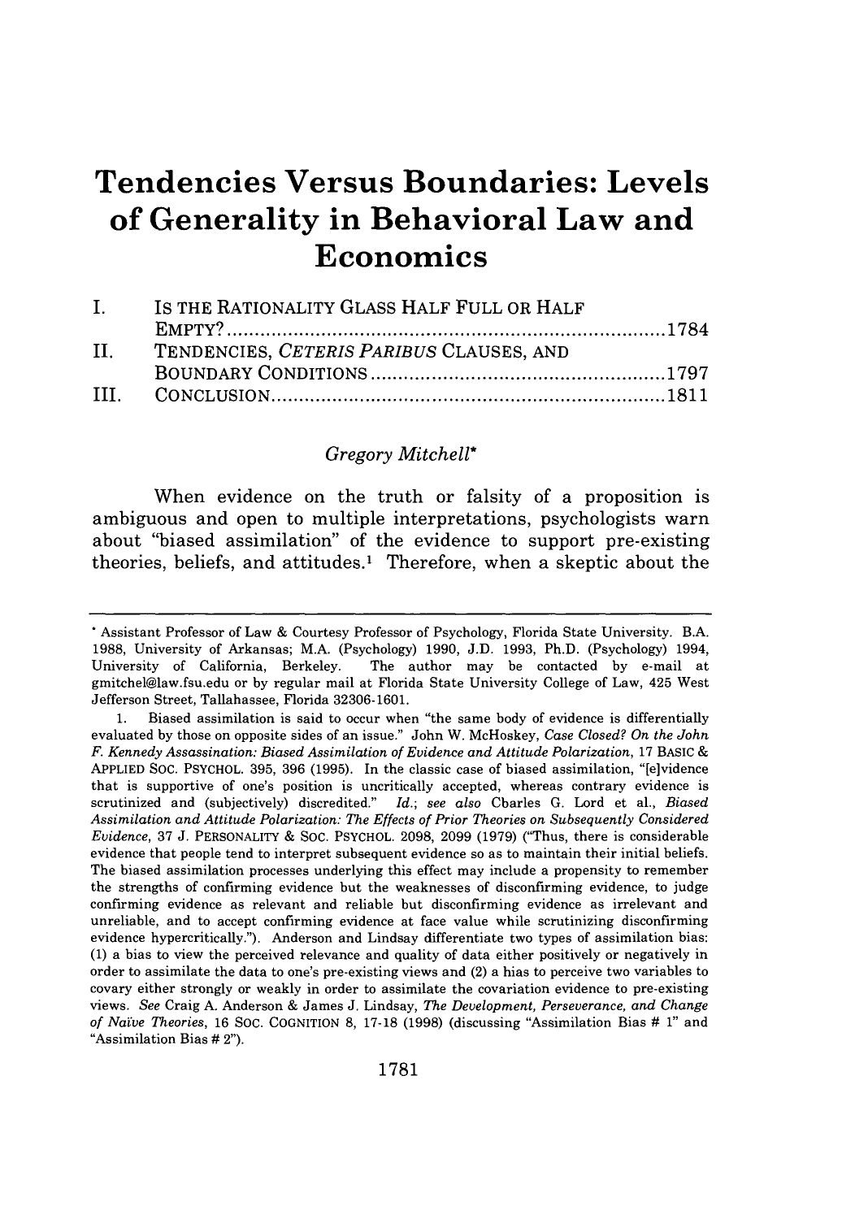# Tendencies Versus Boundaries: Levels of Generality in Behavioral Law and Economics

| | | |
|---|---|---|
| I. | IS THE RATIONALITY GLASS HALF FULL OR HALF EMPTY? | 1784 |
| II. | TENDENCIES, *CETERIS PARIBUS* CLAUSES, AND BOUNDARY CONDITIONS | 1797 |
| III. | CONCLUSION | 1811 |

*Gregory Mitchell**

When evidence on the truth or falsity of a proposition is ambiguous and open to multiple interpretations, psychologists warn about "biased assimilation" of the evidence to support pre-existing theories, beliefs, and attitudes.[1] Therefore, when a skeptic about the

---

* Assistant Professor of Law & Courtesy Professor of Psychology, Florida State University. B.A. 1988, University of Arkansas; M.A. (Psychology) 1990, J.D. 1993, Ph.D. (Psychology) 1994, University of California, Berkeley. The author may be contacted by e-mail at gmitchel@law.fsu.edu or by regular mail at Florida State University College of Law, 425 West Jefferson Street, Tallahassee, Florida 32306-1601.

1. Biased assimilation is said to occur when "the same body of evidence is differentially evaluated by those on opposite sides of an issue." John W. McHoskey, *Case Closed? On the John F. Kennedy Assassination: Biased Assimilation of Evidence and Attitude Polarization*, 17 BASIC & APPLIED SOC. PSYCHOL. 395, 396 (1995). In the classic case of biased assimilation, "[e]vidence that is supportive of one's position is uncritically accepted, whereas contrary evidence is scrutinized and (subjectively) discredited." *Id.*; *see also* Charles G. Lord et al., *Biased Assimilation and Attitude Polarization: The Effects of Prior Theories on Subsequently Considered Evidence*, 37 J. PERSONALITY & SOC. PSYCHOL. 2098, 2099 (1979) ("Thus, there is considerable evidence that people tend to interpret subsequent evidence so as to maintain their initial beliefs. The biased assimilation processes underlying this effect may include a propensity to remember the strengths of confirming evidence but the weaknesses of disconfirming evidence, to judge confirming evidence as relevant and reliable but disconfirming evidence as irrelevant and unreliable, and to accept confirming evidence at face value while scrutinizing disconfirming evidence hypercritically."). Anderson and Lindsay differentiate two types of assimilation bias: (1) a bias to view the perceived relevance and quality of data either positively or negatively in order to assimilate the data to one's pre-existing views and (2) a bias to perceive two variables to covary either strongly or weakly in order to assimilate the covariation evidence to pre-existing views. *See* Craig A. Anderson & James J. Lindsay, *The Development, Perseverance, and Change of Naïve Theories*, 16 SOC. COGNITION 8, 17-18 (1998) (discussing "Assimilation Bias # 1" and "Assimilation Bias # 2").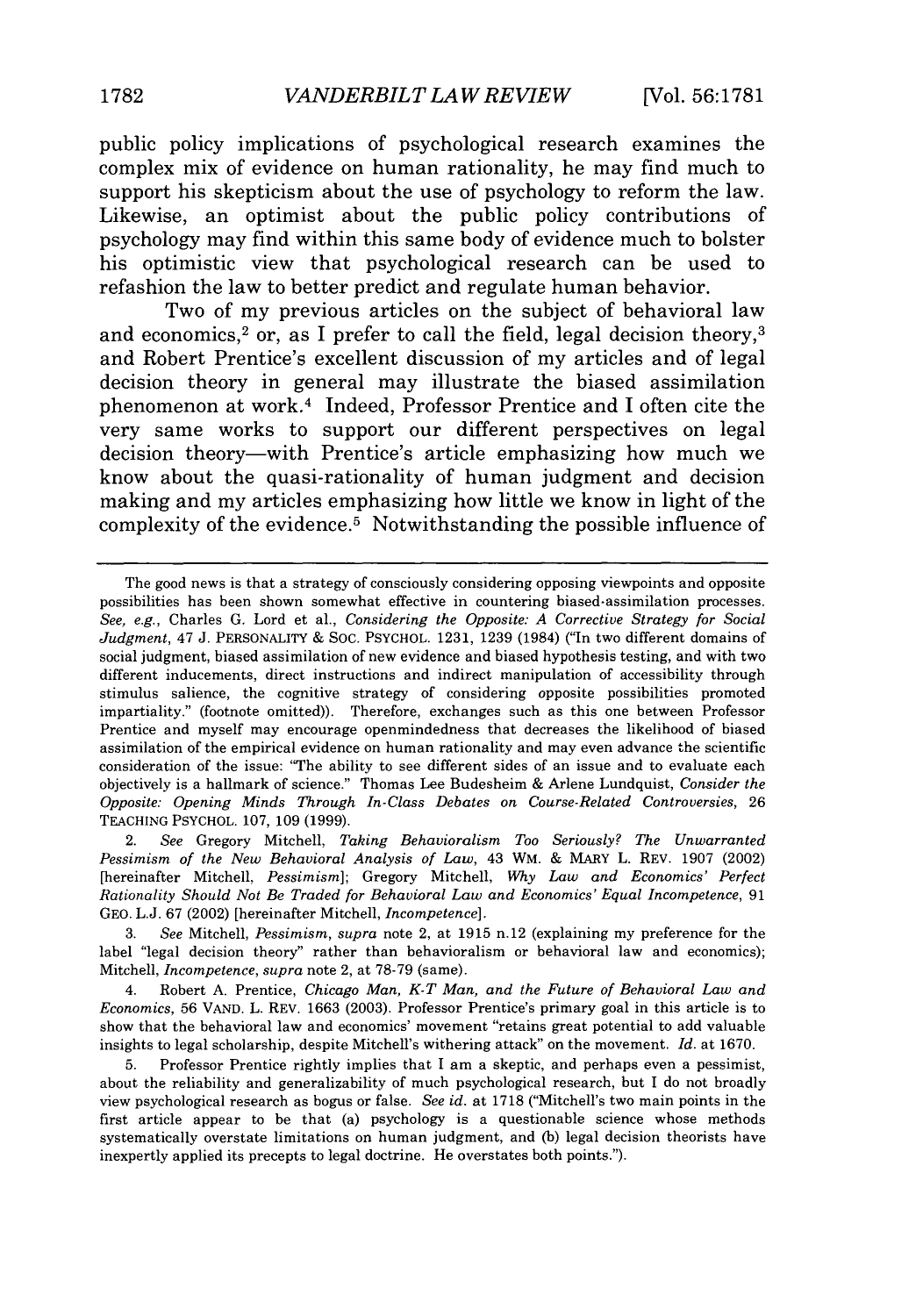public policy implications of psychological research examines the complex mix of evidence on human rationality, he may find much to support his skepticism about the use of psychology to reform the law. Likewise, an optimist about the public policy contributions of psychology may find within this same body of evidence much to bolster his optimistic view that psychological research can be used to refashion the law to better predict and regulate human behavior.

Two of my previous articles on the subject of behavioral law and economics,[2] or, as I prefer to call the field, legal decision theory,[3] and Robert Prentice's excellent discussion of my articles and of legal decision theory in general may illustrate the biased assimilation phenomenon at work.[4] Indeed, Professor Prentice and I often cite the very same works to support our different perspectives on legal decision theory—with Prentice's article emphasizing how much we know about the quasi-rationality of human judgment and decision making and my articles emphasizing how little we know in light of the complexity of the evidence.[5] Notwithstanding the possible influence of

---

The good news is that a strategy of consciously considering opposing viewpoints and opposite possibilities has been shown somewhat effective in countering biased-assimilation processes. *See, e.g.*, Charles G. Lord et al., *Considering the Opposite: A Corrective Strategy for Social Judgment*, 47 J. PERSONALITY & SOC. PSYCHOL. 1231, 1239 (1984) ("In two different domains of social judgment, biased assimilation of new evidence and biased hypothesis testing, and with two different inducements, direct instructions and indirect manipulation of accessibility through stimulus salience, the cognitive strategy of considering opposite possibilities promoted impartiality." (footnote omitted)). Therefore, exchanges such as this one between Professor Prentice and myself may encourage openmindedness that decreases the likelihood of biased assimilation of the empirical evidence on human rationality and may even advance the scientific consideration of the issue: "The ability to see different sides of an issue and to evaluate each objectively is a hallmark of science." Thomas Lee Budesheim & Arlene Lundquist, *Consider the Opposite: Opening Minds Through In-Class Debates on Course-Related Controversies*, 26 TEACHING PSYCHOL. 107, 109 (1999).

2. *See* Gregory Mitchell, *Taking Behavioralism Too Seriously? The Unwarranted Pessimism of the New Behavioral Analysis of Law*, 43 WM. & MARY L. REV. 1907 (2002) [hereinafter Mitchell, *Pessimism*]; Gregory Mitchell, *Why Law and Economics' Perfect Rationality Should Not Be Traded for Behavioral Law and Economics' Equal Incompetence*, 91 GEO. L.J. 67 (2002) [hereinafter Mitchell, *Incompetence*].

3. *See* Mitchell, *Pessimism*, *supra* note 2, at 1915 n.12 (explaining my preference for the label "legal decision theory" rather than behavioralism or behavioral law and economics); Mitchell, *Incompetence*, *supra* note 2, at 78-79 (same).

4. Robert A. Prentice, *Chicago Man, K-T Man, and the Future of Behavioral Law and Economics*, 56 VAND. L. REV. 1663 (2003). Professor Prentice's primary goal in this article is to show that the behavioral law and economics' movement "retains great potential to add valuable insights to legal scholarship, despite Mitchell's withering attack" on the movement. *Id.* at 1670.

5. Professor Prentice rightly implies that I am a skeptic, and perhaps even a pessimist, about the reliability and generalizability of much psychological research, but I do not broadly view psychological research as bogus or false. *See id.* at 1718 ("Mitchell's two main points in the first article appear to be that (a) psychology is a questionable science whose methods systematically overstate limitations on human judgment, and (b) legal decision theorists have inexpertly applied its precepts to legal doctrine. He overstates both points.").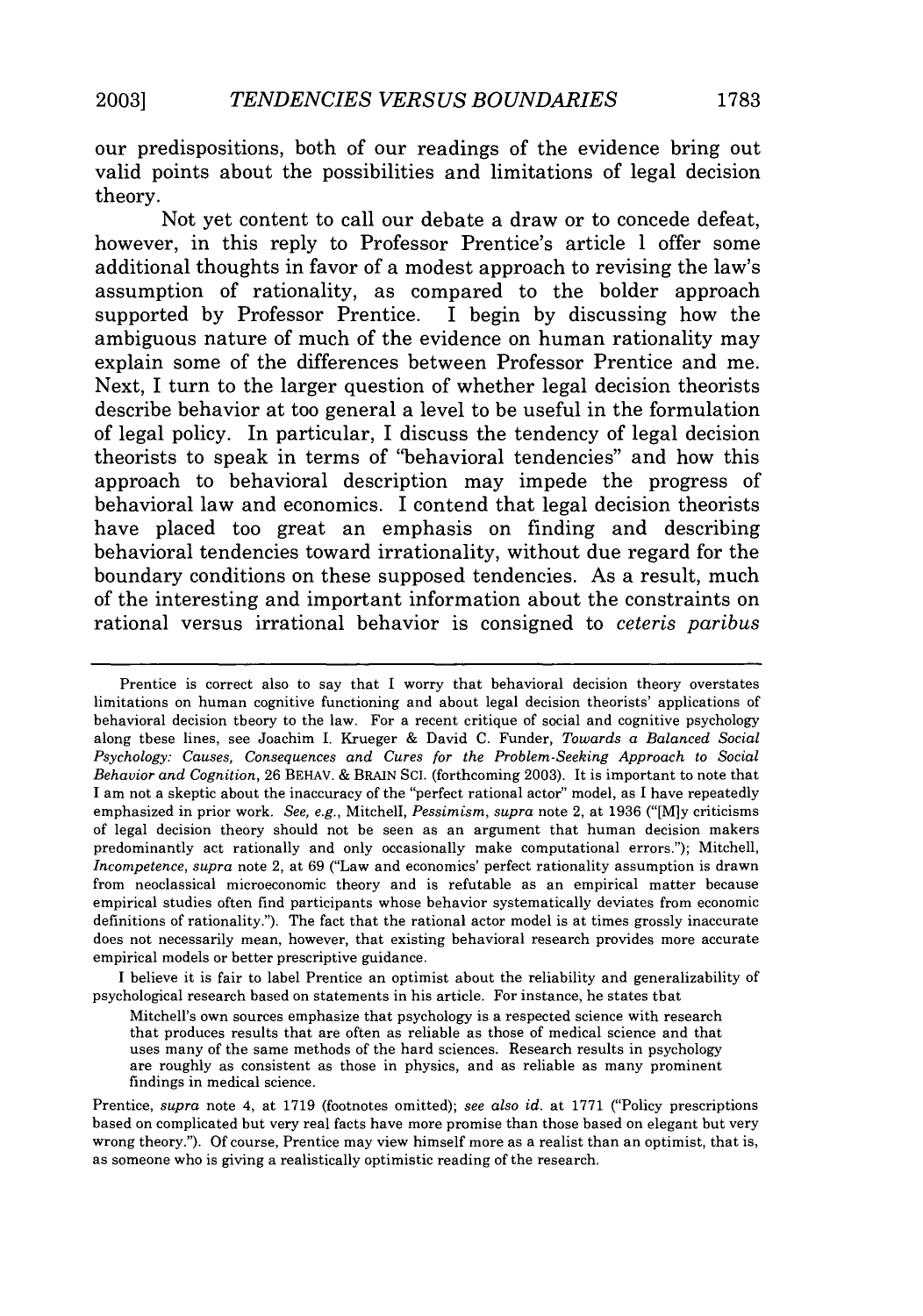our predispositions, both of our readings of the evidence bring out valid points about the possibilities and limitations of legal decision theory.

Not yet content to call our debate a draw or to concede defeat, however, in this reply to Professor Prentice's article I offer some additional thoughts in favor of a modest approach to revising the law's assumption of rationality, as compared to the bolder approach supported by Professor Prentice. I begin by discussing how the ambiguous nature of much of the evidence on human rationality may explain some of the differences between Professor Prentice and me. Next, I turn to the larger question of whether legal decision theorists describe behavior at too general a level to be useful in the formulation of legal policy. In particular, I discuss the tendency of legal decision theorists to speak in terms of "behavioral tendencies" and how this approach to behavioral description may impede the progress of behavioral law and economics. I contend that legal decision theorists have placed too great an emphasis on finding and describing behavioral tendencies toward irrationality, without due regard for the boundary conditions on these supposed tendencies. As a result, much of the interesting and important information about the constraints on rational versus irrational behavior is consigned to *ceteris paribus*

---

Prentice is correct also to say that I worry that behavioral decision theory overstates limitations on human cognitive functioning and about legal decision theorists' applications of behavioral decision theory to the law. For a recent critique of social and cognitive psychology along these lines, see Joachim I. Krueger & David C. Funder, *Towards a Balanced Social Psychology: Causes, Consequences and Cures for the Problem-Seeking Approach to Social Behavior and Cognition*, 26 BEHAV. & BRAIN SCI. (forthcoming 2003). It is important to note that I am not a skeptic about the inaccuracy of the "perfect rational actor" model, as I have repeatedly emphasized in prior work. *See, e.g.*, Mitchell, *Pessimism*, *supra* note 2, at 1936 ("[M]y criticisms of legal decision theory should not be seen as an argument that human decision makers predominantly act rationally and only occasionally make computational errors."); Mitchell, *Incompetence*, *supra* note 2, at 69 ("Law and economics' perfect rationality assumption is drawn from neoclassical microeconomic theory and is refutable as an empirical matter because empirical studies often find participants whose behavior systematically deviates from economic definitions of rationality."). The fact that the rational actor model is at times grossly inaccurate does not necessarily mean, however, that existing behavioral research provides more accurate empirical models or better prescriptive guidance.

I believe it is fair to label Prentice an optimist about the reliability and generalizability of psychological research based on statements in his article. For instance, he states that

> Mitchell's own sources emphasize that psychology is a respected science with research that produces results that are often as reliable as those of medical science and that uses many of the same methods of the hard sciences. Research results in psychology are roughly as consistent as those in physics, and as reliable as many prominent findings in medical science.

Prentice, *supra* note 4, at 1719 (footnotes omitted); *see also id.* at 1771 ("Policy prescriptions based on complicated but very real facts have more promise than those based on elegant but very wrong theory."). Of course, Prentice may view himself more as a realist than an optimist, that is, as someone who is giving a realistically optimistic reading of the research.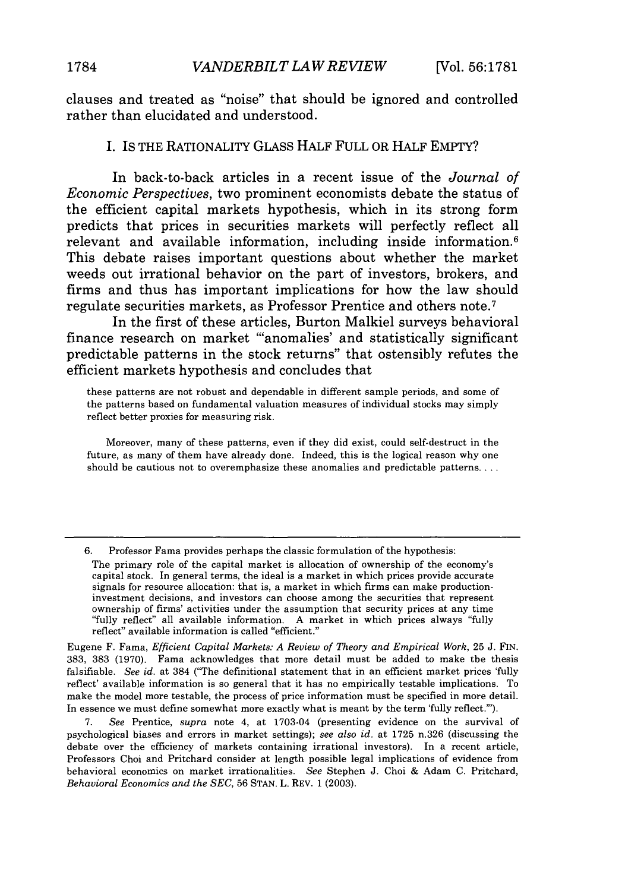clauses and treated as "noise" that should be ignored and controlled rather than elucidated and understood.

## I. IS THE RATIONALITY GLASS HALF FULL OR HALF EMPTY?

In back-to-back articles in a recent issue of the *Journal of Economic Perspectives*, two prominent economists debate the status of the efficient capital markets hypothesis, which in its strong form predicts that prices in securities markets will perfectly reflect all relevant and available information, including inside information.[6] This debate raises important questions about whether the market weeds out irrational behavior on the part of investors, brokers, and firms and thus has important implications for how the law should regulate securities markets, as Professor Prentice and others note.[7]

In the first of these articles, Burton Malkiel surveys behavioral finance research on market "'anomalies' and statistically significant predictable patterns in the stock returns" that ostensibly refutes the efficient markets hypothesis and concludes that

> these patterns are not robust and dependable in different sample periods, and some of the patterns based on fundamental valuation measures of individual stocks may simply reflect better proxies for measuring risk.
>
> Moreover, many of these patterns, even if they did exist, could self-destruct in the future, as many of them have already done. Indeed, this is the logical reason why one should be cautious not to overemphasize these anomalies and predictable patterns. . . .

---

6. Professor Fama provides perhaps the classic formulation of the hypothesis:

> The primary role of the capital market is allocation of ownership of the economy's capital stock. In general terms, the ideal is a market in which prices provide accurate signals for resource allocation: that is, a market in which firms can make production-investment decisions, and investors can choose among the securities that represent ownership of firms' activities under the assumption that security prices at any time "fully reflect" all available information. A market in which prices always "fully reflect" available information is called "efficient."

Eugene F. Fama, *Efficient Capital Markets: A Review of Theory and Empirical Work*, 25 J. FIN. 383, 383 (1970). Fama acknowledges that more detail must be added to make the thesis falsifiable. *See id.* at 384 ("The definitional statement that in an efficient market prices 'fully reflect' available information is so general that it has no empirically testable implications. To make the model more testable, the process of price information must be specified in more detail. In essence we must define somewhat more exactly what is meant by the term 'fully reflect.'").

7. *See* Prentice, *supra* note 4, at 1703-04 (presenting evidence on the survival of psychological biases and errors in market settings); *see also id.* at 1725 n.326 (discussing the debate over the efficiency of markets containing irrational investors). In a recent article, Professors Choi and Pritchard consider at length possible legal implications of evidence from behavioral economics on market irrationalities. *See* Stephen J. Choi & Adam C. Pritchard, *Behavioral Economics and the SEC*, 56 STAN. L. REV. 1 (2003).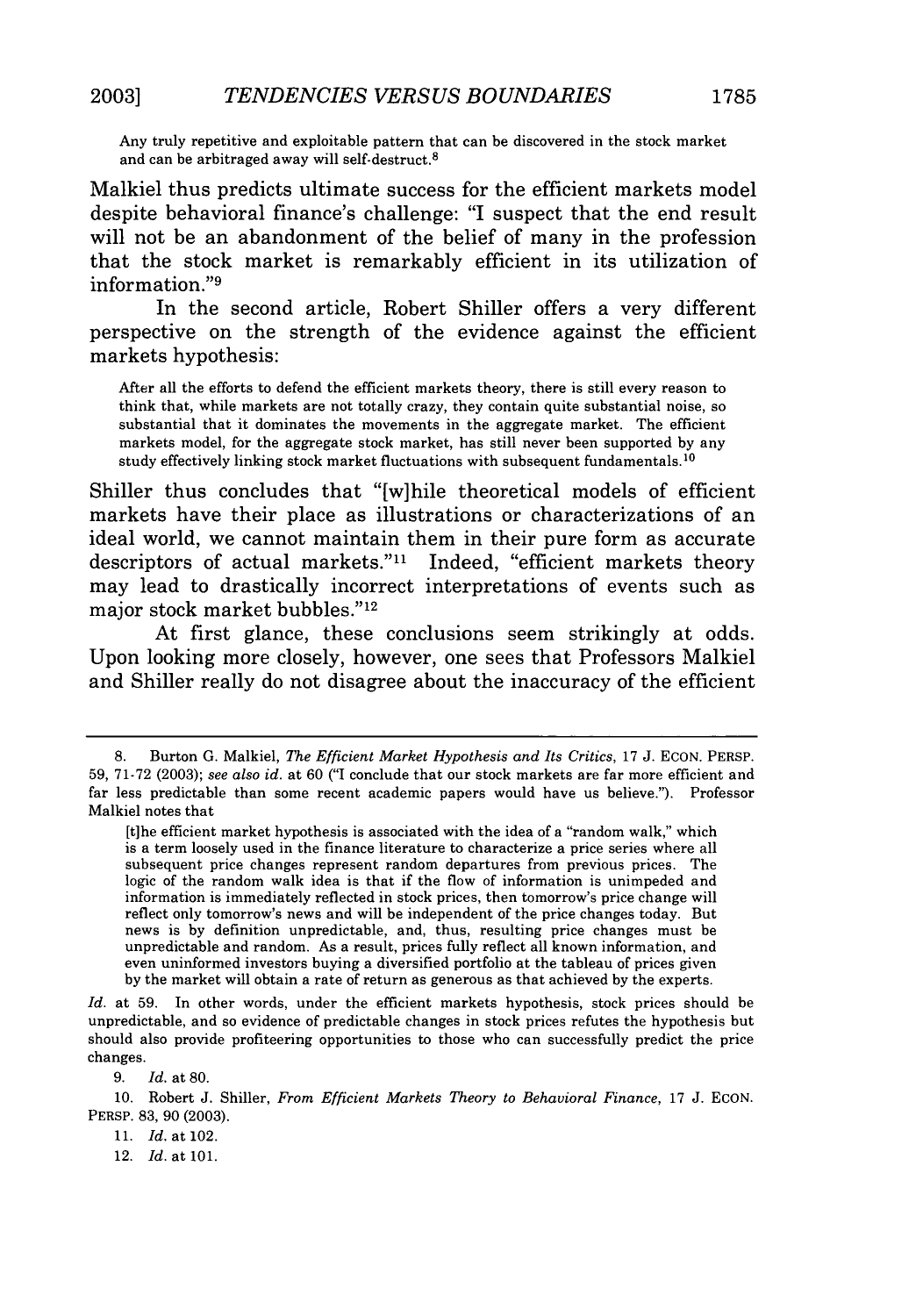> Any truly repetitive and exploitable pattern that can be discovered in the stock market and can be arbitraged away will self-destruct.[8]

Malkiel thus predicts ultimate success for the efficient markets model despite behavioral finance's challenge: "I suspect that the end result will not be an abandonment of the belief of many in the profession that the stock market is remarkably efficient in its utilization of information."[9]

In the second article, Robert Shiller offers a very different perspective on the strength of the evidence against the efficient markets hypothesis:

> After all the efforts to defend the efficient markets theory, there is still every reason to think that, while markets are not totally crazy, they contain quite substantial noise, so substantial that it dominates the movements in the aggregate market. The efficient markets model, for the aggregate stock market, has still never been supported by any study effectively linking stock market fluctuations with subsequent fundamentals.[10]

Shiller thus concludes that "[w]hile theoretical models of efficient markets have their place as illustrations or characterizations of an ideal world, we cannot maintain them in their pure form as accurate descriptors of actual markets."[11] Indeed, "efficient markets theory may lead to drastically incorrect interpretations of events such as major stock market bubbles."[12]

At first glance, these conclusions seem strikingly at odds. Upon looking more closely, however, one sees that Professors Malkiel and Shiller really do not disagree about the inaccuracy of the efficient

---

8. Burton G. Malkiel, *The Efficient Market Hypothesis and Its Critics*, 17 J. ECON. PERSP. 59, 71-72 (2003); *see also id.* at 60 ("I conclude that our stock markets are far more efficient and far less predictable than some recent academic papers would have us believe."). Professor Malkiel notes that

> [t]he efficient market hypothesis is associated with the idea of a "random walk," which is a term loosely used in the finance literature to characterize a price series where all subsequent price changes represent random departures from previous prices. The logic of the random walk idea is that if the flow of information is unimpeded and information is immediately reflected in stock prices, then tomorrow's price change will reflect only tomorrow's news and will be independent of the price changes today. But news is by definition unpredictable, and, thus, resulting price changes must be unpredictable and random. As a result, prices fully reflect all known information, and even uninformed investors buying a diversified portfolio at the tableau of prices given by the market will obtain a rate of return as generous as that achieved by the experts.

*Id.* at 59. In other words, under the efficient markets hypothesis, stock prices should be unpredictable, and so evidence of predictable changes in stock prices refutes the hypothesis but should also provide profiteering opportunities to those who can successfully predict the price changes.

9. *Id.* at 80.

10. Robert J. Shiller, *From Efficient Markets Theory to Behavioral Finance*, 17 J. ECON. PERSP. 83, 90 (2003).

11. *Id.* at 102.

12. *Id.* at 101.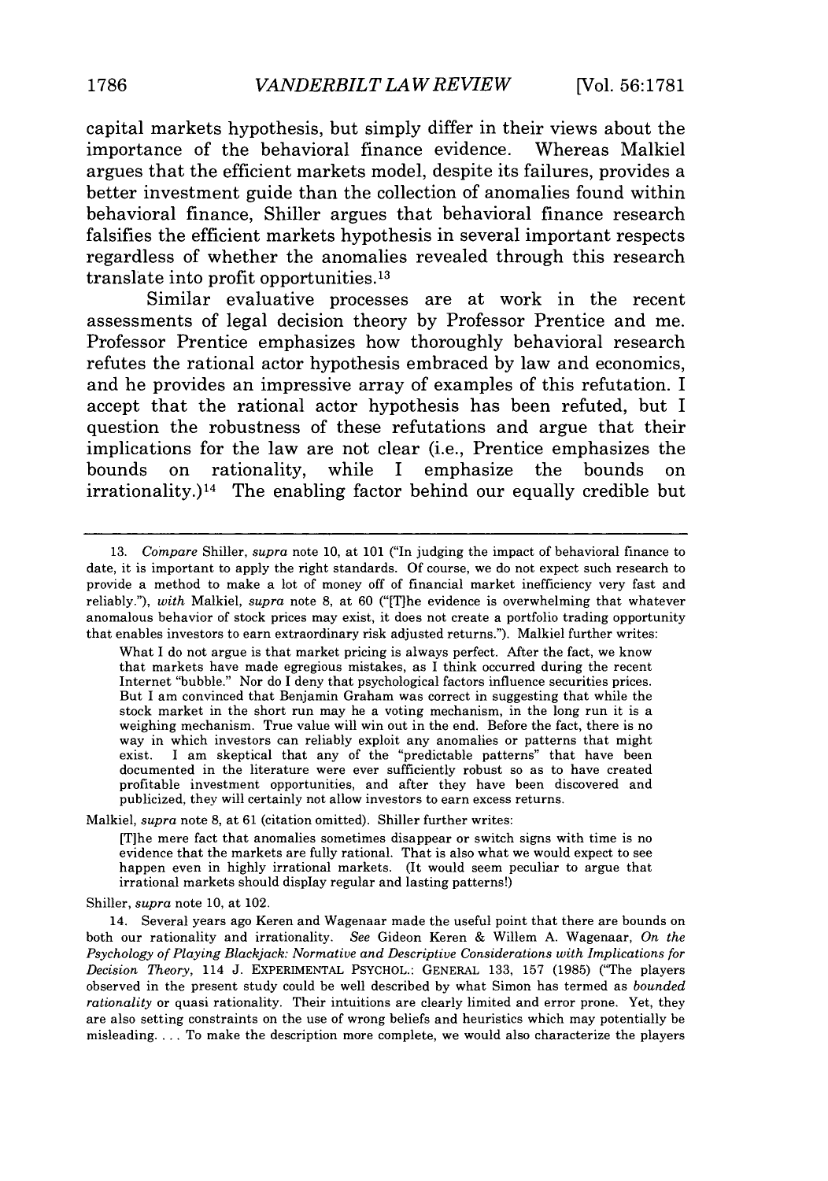capital markets hypothesis, but simply differ in their views about the importance of the behavioral finance evidence. Whereas Malkiel argues that the efficient markets model, despite its failures, provides a better investment guide than the collection of anomalies found within behavioral finance, Shiller argues that behavioral finance research falsifies the efficient markets hypothesis in several important respects regardless of whether the anomalies revealed through this research translate into profit opportunities.[13]

Similar evaluative processes are at work in the recent assessments of legal decision theory by Professor Prentice and me. Professor Prentice emphasizes how thoroughly behavioral research refutes the rational actor hypothesis embraced by law and economics, and he provides an impressive array of examples of this refutation. I accept that the rational actor hypothesis has been refuted, but I question the robustness of these refutations and argue that their implications for the law are not clear (i.e., Prentice emphasizes the bounds on rationality, while I emphasize the bounds on irrationality.)[14] The enabling factor behind our equally credible but

---

13. *Compare* Shiller, *supra* note 10, at 101 ("In judging the impact of behavioral finance to date, it is important to apply the right standards. Of course, we do not expect such research to provide a method to make a lot of money off of financial market inefficiency very fast and reliably."), *with* Malkiel, *supra* note 8, at 60 ("[T]he evidence is overwhelming that whatever anomalous behavior of stock prices may exist, it does not create a portfolio trading opportunity that enables investors to earn extraordinary risk adjusted returns."). Malkiel further writes:

> What I do not argue is that market pricing is always perfect. After the fact, we know that markets have made egregious mistakes, as I think occurred during the recent Internet "bubble." Nor do I deny that psychological factors influence securities prices. But I am convinced that Benjamin Graham was correct in suggesting that while the stock market in the short run may be a voting mechanism, in the long run it is a weighing mechanism. True value will win out in the end. Before the fact, there is no way in which investors can reliably exploit any anomalies or patterns that might exist. I am skeptical that any of the "predictable patterns" that have been documented in the literature were ever sufficiently robust so as to have created profitable investment opportunities, and after they have been discovered and publicized, they will certainly not allow investors to earn excess returns.

Malkiel, *supra* note 8, at 61 (citation omitted). Shiller further writes:

> [T]he mere fact that anomalies sometimes disappear or switch signs with time is no evidence that the markets are fully rational. That is also what we would expect to see happen even in highly irrational markets. (It would seem peculiar to argue that irrational markets should display regular and lasting patterns!)

Shiller, *supra* note 10, at 102.

14. Several years ago Keren and Wagenaar made the useful point that there are bounds on both our rationality and irrationality. *See* Gideon Keren & Willem A. Wagenaar, *On the Psychology of Playing Blackjack: Normative and Descriptive Considerations with Implications for Decision Theory*, 114 J. EXPERIMENTAL PSYCHOL.: GENERAL 133, 157 (1985) ("The players observed in the present study could be well described by what Simon has termed as *bounded rationality* or quasi rationality. Their intuitions are clearly limited and error prone. Yet, they are also setting constraints on the use of wrong beliefs and heuristics which may potentially be misleading. . . . To make the description more complete, we would also characterize the players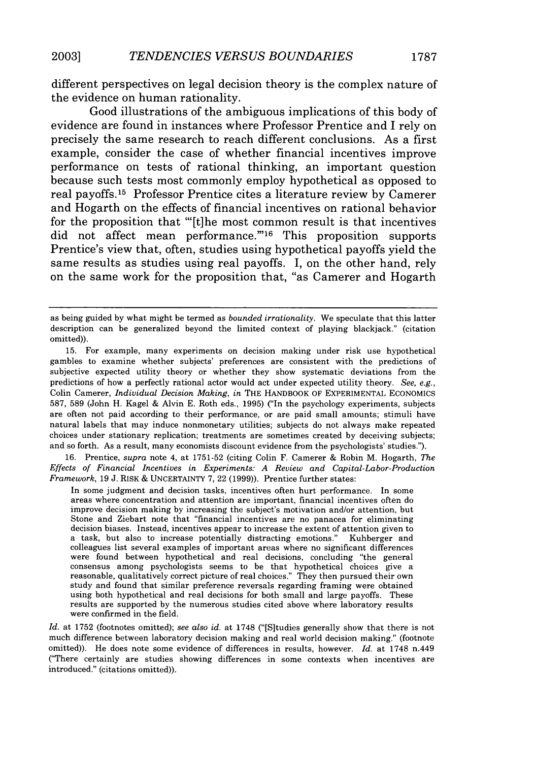different perspectives on legal decision theory is the complex nature of the evidence on human rationality.

Good illustrations of the ambiguous implications of this body of evidence are found in instances where Professor Prentice and I rely on precisely the same research to reach different conclusions. As a first example, consider the case of whether financial incentives improve performance on tests of rational thinking, an important question because such tests most commonly employ hypothetical as opposed to real payoffs.[15] Professor Prentice cites a literature review by Camerer and Hogarth on the effects of financial incentives on rational behavior for the proposition that "'[t]he most common result is that incentives did not affect mean performance.'"[16] This proposition supports Prentice's view that, often, studies using hypothetical payoffs yield the same results as studies using real payoffs. I, on the other hand, rely on the same work for the proposition that, "as Camerer and Hogarth

---

as being guided by what might be termed as *bounded irrationality*. We speculate that this latter description can be generalized beyond the limited context of playing blackjack." (citation omitted)).

15. For example, many experiments on decision making under risk use hypothetical gambles to examine whether subjects' preferences are consistent with the predictions of subjective expected utility theory or whether they show systematic deviations from the predictions of how a perfectly rational actor would act under expected utility theory. *See, e.g.*, Colin Camerer, *Individual Decision Making*, *in* THE HANDBOOK OF EXPERIMENTAL ECONOMICS 587, 589 (John H. Kagel & Alvin E. Roth eds., 1995) ("In the psychology experiments, subjects are often not paid according to their performance, or are paid small amounts; stimuli have natural labels that may induce nonmonetary utilities; subjects do not always make repeated choices under stationary replication; treatments are sometimes created by deceiving subjects; and so forth. As a result, many economists discount evidence from the psychologists' studies.").

16. Prentice, *supra* note 4, at 1751-52 (citing Colin F. Camerer & Robin M. Hogarth, *The Effects of Financial Incentives in Experiments: A Review and Capital-Labor-Production Framework*, 19 J. RISK & UNCERTAINTY 7, 22 (1999)). Prentice further states:

> In some judgment and decision tasks, incentives often hurt performance. In some areas where concentration and attention are important, financial incentives often do improve decision making by increasing the subject's motivation and/or attention, but Stone and Ziebart note that "financial incentives are no panacea for eliminating decision biases. Instead, incentives appear to increase the extent of attention given to a task, but also to increase potentially distracting emotions." Kuhberger and colleagues list several examples of important areas where no significant differences were found between hypothetical and real decisions, concluding "the general consensus among psychologists seems to be that hypothetical choices give a reasonable, qualitatively correct picture of real choices." They then pursued their own study and found that similar preference reversals regarding framing were obtained using both hypothetical and real decisions for both small and large payoffs. These results are supported by the numerous studies cited above where laboratory results were confirmed in the field.

*Id.* at 1752 (footnotes omitted); *see also id.* at 1748 ("[S]tudies generally show that there is not much difference between laboratory decision making and real world decision making." (footnote omitted)). He does note some evidence of differences in results, however. *Id.* at 1748 n.449 ("There certainly are studies showing differences in some contexts when incentives are introduced." (citations omitted)).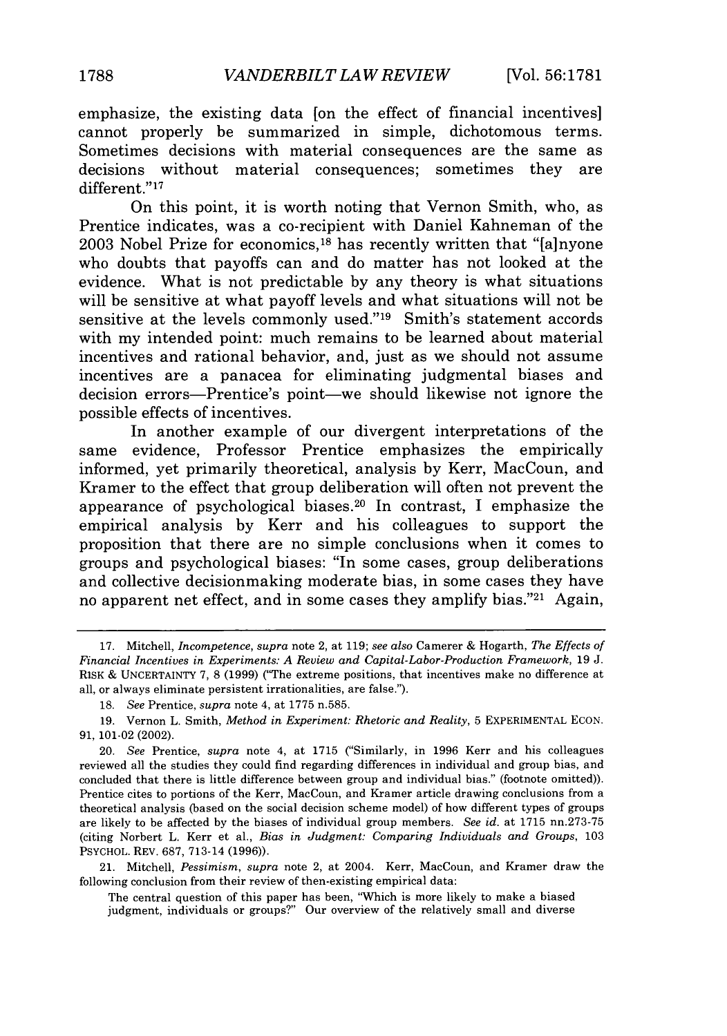emphasize, the existing data [on the effect of financial incentives] cannot properly be summarized in simple, dichotomous terms. Sometimes decisions with material consequences are the same as decisions without material consequences; sometimes they are different."[17]

On this point, it is worth noting that Vernon Smith, who, as Prentice indicates, was a co-recipient with Daniel Kahneman of the 2003 Nobel Prize for economics,[18] has recently written that "[a]nyone who doubts that payoffs can and do matter has not looked at the evidence. What is not predictable by any theory is what situations will be sensitive at what payoff levels and what situations will not be sensitive at the levels commonly used."[19] Smith's statement accords with my intended point: much remains to be learned about material incentives and rational behavior, and, just as we should not assume incentives are a panacea for eliminating judgmental biases and decision errors—Prentice's point—we should likewise not ignore the possible effects of incentives.

In another example of our divergent interpretations of the same evidence, Professor Prentice emphasizes the empirically informed, yet primarily theoretical, analysis by Kerr, MacCoun, and Kramer to the effect that group deliberation will often not prevent the appearance of psychological biases.[20] In contrast, I emphasize the empirical analysis by Kerr and his colleagues to support the proposition that there are no simple conclusions when it comes to groups and psychological biases: "In some cases, group deliberations and collective decisionmaking moderate bias, in some cases they have no apparent net effect, and in some cases they amplify bias."[21] Again,

---

17. Mitchell, *Incompetence*, *supra* note 2, at 119; *see also* Camerer & Hogarth, *The Effects of Financial Incentives in Experiments: A Review and Capital-Labor-Production Framework*, 19 J. RISK & UNCERTAINTY 7, 8 (1999) ("The extreme positions, that incentives make no difference at all, or always eliminate persistent irrationalities, are false.").

18. *See* Prentice, *supra* note 4, at 1775 n.585.

19. Vernon L. Smith, *Method in Experiment: Rhetoric and Reality*, 5 EXPERIMENTAL ECON. 91, 101-02 (2002).

20. *See* Prentice, *supra* note 4, at 1715 ("Similarly, in 1996 Kerr and his colleagues reviewed all the studies they could find regarding differences in individual and group bias, and concluded that there is little difference between group and individual bias." (footnote omitted)). Prentice cites to portions of the Kerr, MacCoun, and Kramer article drawing conclusions from a theoretical analysis (based on the social decision scheme model) of how different types of groups are likely to be affected by the biases of individual group members. *See id.* at 1715 nn.273-75 (citing Norbert L. Kerr et al., *Bias in Judgment: Comparing Individuals and Groups*, 103 PSYCHOL. REV. 687, 713-14 (1996)).

21. Mitchell, *Pessimism*, *supra* note 2, at 2004. Kerr, MacCoun, and Kramer draw the following conclusion from their review of then-existing empirical data:

> The central question of this paper has been, "Which is more likely to make a biased judgment, individuals or groups?" Our overview of the relatively small and diverse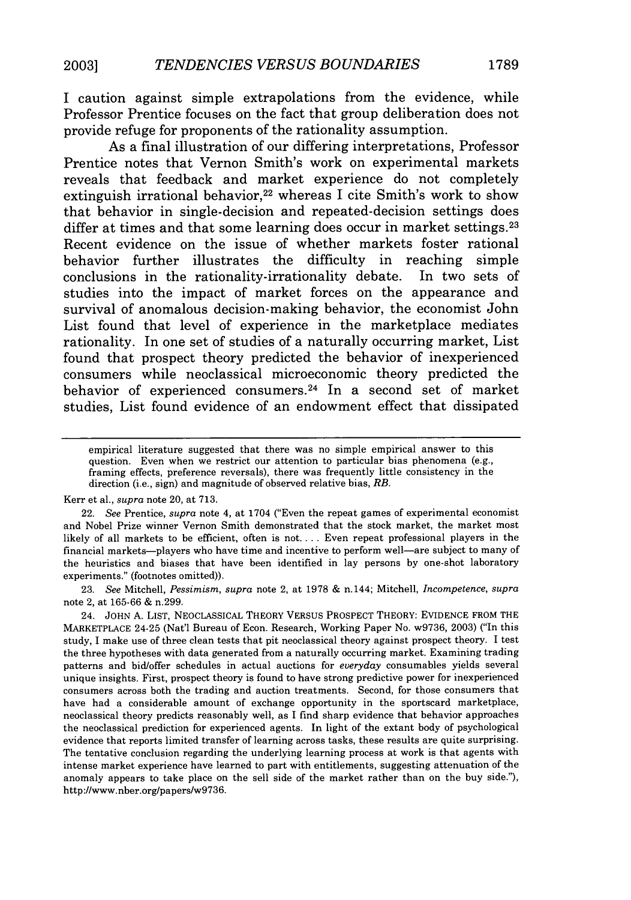I caution against simple extrapolations from the evidence, while Professor Prentice focuses on the fact that group deliberation does not provide refuge for proponents of the rationality assumption.

As a final illustration of our differing interpretations, Professor Prentice notes that Vernon Smith's work on experimental markets reveals that feedback and market experience do not completely extinguish irrational behavior,[22] whereas I cite Smith's work to show that behavior in single-decision and repeated-decision settings does differ at times and that some learning does occur in market settings.[23] Recent evidence on the issue of whether markets foster rational behavior further illustrates the difficulty in reaching simple conclusions in the rationality-irrationality debate. In two sets of studies into the impact of market forces on the appearance and survival of anomalous decision-making behavior, the economist John List found that level of experience in the marketplace mediates rationality. In one set of studies of a naturally occurring market, List found that prospect theory predicted the behavior of inexperienced consumers while neoclassical microeconomic theory predicted the behavior of experienced consumers.[24] In a second set of market studies, List found evidence of an endowment effect that dissipated

---

empirical literature suggested that there was no simple empirical answer to this question. Even when we restrict our attention to particular bias phenomena (e.g., framing effects, preference reversals), there was frequently little consistency in the direction (i.e., sign) and magnitude of observed relative bias, *RB*.

Kerr et al., *supra* note 20, at 713.

22. *See* Prentice, *supra* note 4, at 1704 ("Even the repeat games of experimental economist and Nobel Prize winner Vernon Smith demonstrated that the stock market, the market most likely of all markets to be efficient, often is not. . . . Even repeat professional players in the financial markets—players who have time and incentive to perform well—are subject to many of the heuristics and biases that have been identified in lay persons by one-shot laboratory experiments." (footnotes omitted)).

23. *See* Mitchell, *Pessimism*, *supra* note 2, at 1978 & n.144; Mitchell, *Incompetence*, *supra* note 2, at 165-66 & n.299.

24. JOHN A. LIST, NEOCLASSICAL THEORY VERSUS PROSPECT THEORY: EVIDENCE FROM THE MARKETPLACE 24-25 (Nat'l Bureau of Econ. Research, Working Paper No. w9736, 2003) ("In this study, I make use of three clean tests that pit neoclassical theory against prospect theory. I test the three hypotheses with data generated from a naturally occurring market. Examining trading patterns and bid/offer schedules in actual auctions for *everyday* consumables yields several unique insights. First, prospect theory is found to have strong predictive power for inexperienced consumers across both the trading and auction treatments. Second, for those consumers that have had a considerable amount of exchange opportunity in the sportscard marketplace, neoclassical theory predicts reasonably well, as I find sharp evidence that behavior approaches the neoclassical prediction for experienced agents. In light of the extant body of psychological evidence that reports limited transfer of learning across tasks, these results are quite surprising. The tentative conclusion regarding the underlying learning process at work is that agents with intense market experience have learned to part with entitlements, suggesting attenuation of the anomaly appears to take place on the sell side of the market rather than on the buy side."), http://www.nber.org/papers/w9736.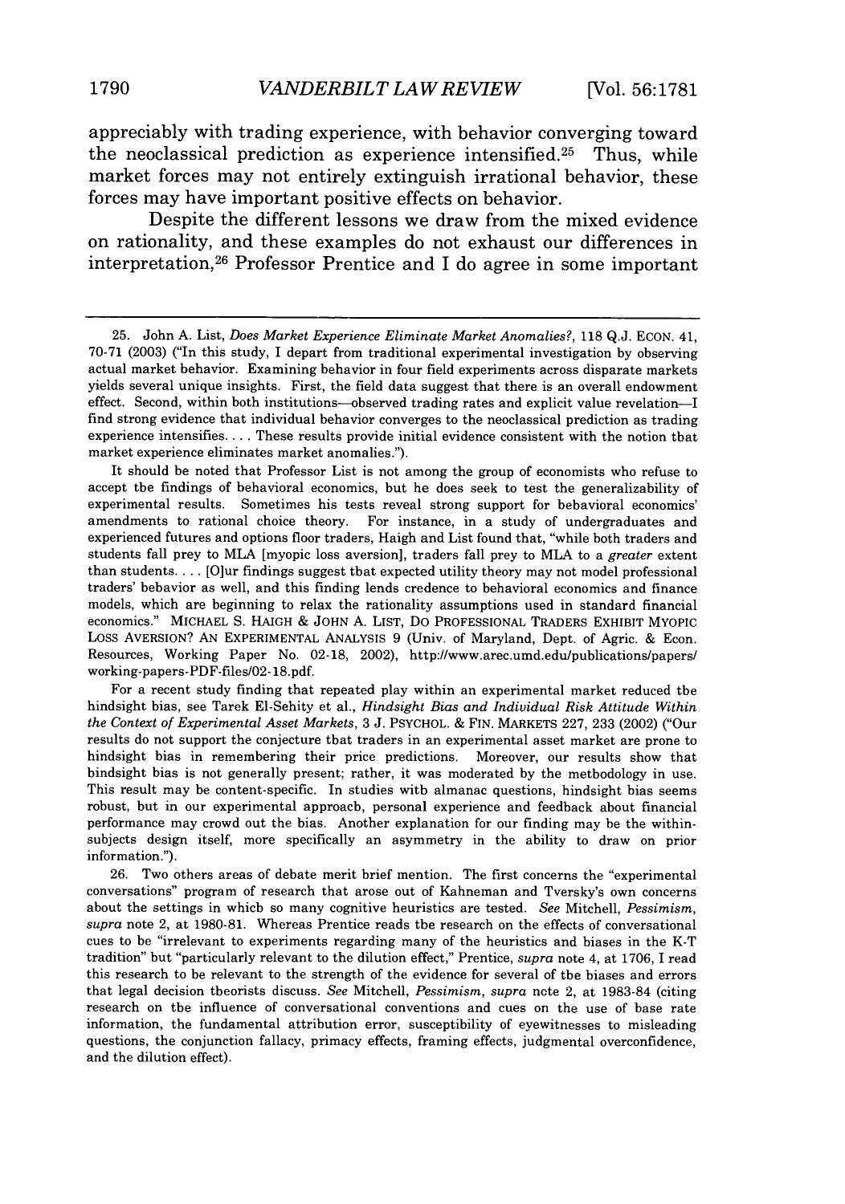appreciably with trading experience, with behavior converging toward the neoclassical prediction as experience intensified.[25] Thus, while market forces may not entirely extinguish irrational behavior, these forces may have important positive effects on behavior.

Despite the different lessons we draw from the mixed evidence on rationality, and these examples do not exhaust our differences in interpretation,[26] Professor Prentice and I do agree in some important

---

25. John A. List, *Does Market Experience Eliminate Market Anomalies?*, 118 Q.J. ECON. 41, 70-71 (2003) ("In this study, I depart from traditional experimental investigation by observing actual market behavior. Examining behavior in four field experiments across disparate markets yields several unique insights. First, the field data suggest that there is an overall endowment effect. Second, within both institutions—observed trading rates and explicit value revelation—I find strong evidence that individual behavior converges to the neoclassical prediction as trading experience intensifies. . . . These results provide initial evidence consistent with the notion that market experience eliminates market anomalies.").

It should be noted that Professor List is not among the group of economists who refuse to accept the findings of behavioral economics, but he does seek to test the generalizability of experimental results. Sometimes his tests reveal strong support for behavioral economics' amendments to rational choice theory. For instance, in a study of undergraduates and experienced futures and options floor traders, Haigh and List found that, "while both traders and students fall prey to MLA [myopic loss aversion], traders fall prey to MLA to a *greater* extent than students. . . . [O]ur findings suggest that expected utility theory may not model professional traders' behavior as well, and this finding lends credence to behavioral economics and finance models, which are beginning to relax the rationality assumptions used in standard financial economics." MICHAEL S. HAIGH & JOHN A. LIST, DO PROFESSIONAL TRADERS EXHIBIT MYOPIC LOSS AVERSION? AN EXPERIMENTAL ANALYSIS 9 (Univ. of Maryland, Dept. of Agric. & Econ. Resources, Working Paper No. 02-18, 2002), http://www.arec.umd.edu/publications/papers/working-papers-PDF-files/02-18.pdf.

For a recent study finding that repeated play within an experimental market reduced the hindsight bias, see Tarek El-Sehity et al., *Hindsight Bias and Individual Risk Attitude Within the Context of Experimental Asset Markets*, 3 J. PSYCHOL. & FIN. MARKETS 227, 233 (2002) ("Our results do not support the conjecture that traders in an experimental asset market are prone to hindsight bias in remembering their price predictions. Moreover, our results show that hindsight bias is not generally present; rather, it was moderated by the methodology in use. This result may be content-specific. In studies with almanac questions, hindsight bias seems robust, but in our experimental approach, personal experience and feedback about financial performance may crowd out the bias. Another explanation for our finding may be the within-subjects design itself, more specifically an asymmetry in the ability to draw on prior information.").

26. Two others areas of debate merit brief mention. The first concerns the "experimental conversations" program of research that arose out of Kahneman and Tversky's own concerns about the settings in which so many cognitive heuristics are tested. *See* Mitchell, *Pessimism*, *supra* note 2, at 1980-81. Whereas Prentice reads the research on the effects of conversational cues to be "irrelevant to experiments regarding many of the heuristics and biases in the K-T tradition" but "particularly relevant to the dilution effect," Prentice, *supra* note 4, at 1706, I read this research to be relevant to the strength of the evidence for several of the biases and errors that legal decision theorists discuss. *See* Mitchell, *Pessimism*, *supra* note 2, at 1983-84 (citing research on the influence of conversational conventions and cues on the use of base rate information, the fundamental attribution error, susceptibility of eyewitnesses to misleading questions, the conjunction fallacy, primacy effects, framing effects, judgmental overconfidence, and the dilution effect).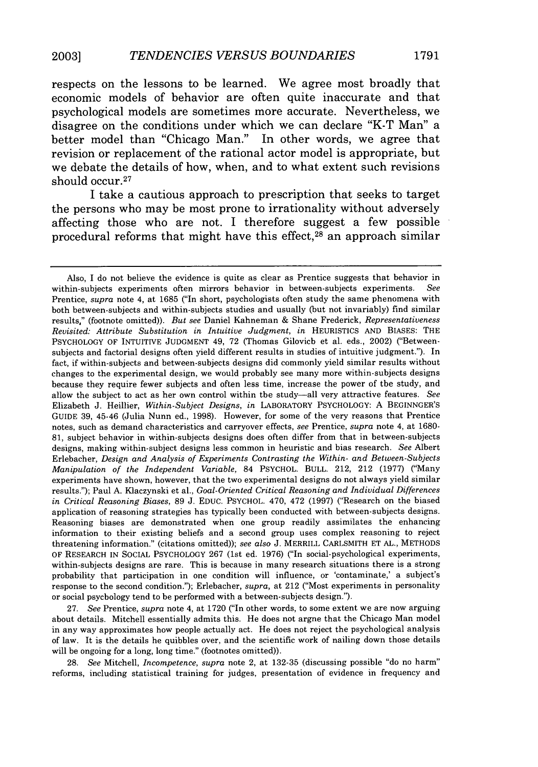respects on the lessons to be learned. We agree most broadly that economic models of behavior are often quite inaccurate and that psychological models are sometimes more accurate. Nevertheless, we disagree on the conditions under which we can declare "K-T Man" a better model than "Chicago Man." In other words, we agree that revision or replacement of the rational actor model is appropriate, but we debate the details of how, when, and to what extent such revisions should occur.[27]

I take a cautious approach to prescription that seeks to target the persons who may be most prone to irrationality without adversely affecting those who are not. I therefore suggest a few possible procedural reforms that might have this effect,[28] an approach similar

---

Also, I do not believe the evidence is quite as clear as Prentice suggests that behavior in within-subjects experiments often mirrors behavior in between-subjects experiments. *See* Prentice, *supra* note 4, at 1685 ("In short, psychologists often study the same phenomena with both between-subjects and within-subjects studies and usually (but not invariably) find similar results," (footnote omitted)). *But see* Daniel Kahneman & Shane Frederick, *Representativeness Revisited: Attribute Substitution in Intuitive Judgment*, *in* HEURISTICS AND BIASES: THE PSYCHOLOGY OF INTUITIVE JUDGMENT 49, 72 (Thomas Gilovich et al. eds., 2002) ("Between-subjects and factorial designs often yield different results in studies of intuitive judgment."). In fact, if within-subjects and between-subjects designs did commonly yield similar results without changes to the experimental design, we would probably see many more within-subjects designs because they require fewer subjects and often less time, increase the power of the study, and allow the subject to act as her own control within the study—all very attractive features. *See* Elizabeth J. Heillier, *Within-Subject Designs*, *in* LABORATORY PSYCHOLOGY: A BEGINNGER'S GUIDE 39, 45-46 (Julia Nunn ed., 1998). However, for some of the very reasons that Prentice notes, such as demand characteristics and carryover effects, *see* Prentice, *supra* note 4, at 1680-81, subject behavior in within-subjects designs does often differ from that in between-subjects designs, making within-subject designs less common in heuristic and bias research. *See* Albert Erlebacher, *Design and Analysis of Experiments Contrasting the Within- and Between-Subjects Manipulation of the Independent Variable*, 84 PSYCHOL. BULL. 212, 212 (1977) ("Many experiments have shown, however, that the two experimental designs do not always yield similar results."); Paul A. Klaczynski et al., *Goal-Oriented Critical Reasoning and Individual Differences in Critical Reasoning Biases*, 89 J. EDUC. PSYCHOL. 470, 472 (1997) ("Research on the biased application of reasoning strategies has typically been conducted with between-subjects designs. Reasoning biases are demonstrated when one group readily assimilates the enhancing information to their existing beliefs and a second group uses complex reasoning to reject threatening information." (citations omitted)); *see also* J. MERRILL CARLSMITH ET AL., METHODS OF RESEARCH IN SOCIAL PSYCHOLOGY 267 (1st ed. 1976) ("In social-psychological experiments, within-subjects designs are rare. This is because in many research situations there is a strong probability that participation in one condition will influence, or 'contaminate,' a subject's response to the second condition."); Erlebacher, *supra*, at 212 ("Most experiments in personality or social psychology tend to be performed with a between-subjects design.").

27. *See* Prentice, *supra* note 4, at 1720 ("In other words, to some extent we are now arguing about details. Mitchell essentially admits this. He does not argue that the Chicago Man model in any way approximates how people actually act. He does not reject the psychological analysis of law. It is the details he quibbles over, and the scientific work of nailing down those details will be ongoing for a long, long time." (footnotes omitted)).

28. *See* Mitchell, *Incompetence*, *supra* note 2, at 132-35 (discussing possible "do no harm" reforms, including statistical training for judges, presentation of evidence in frequency and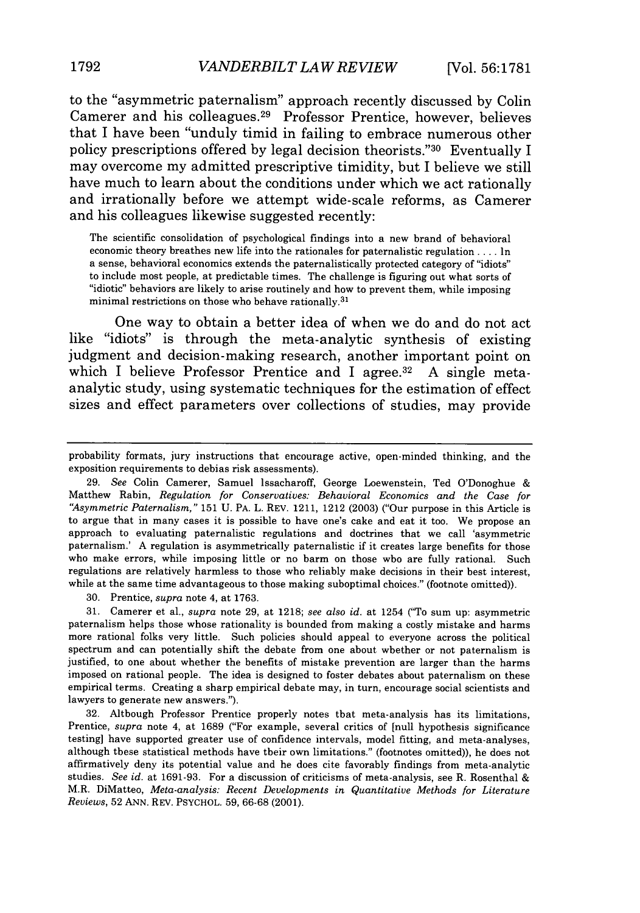to the "asymmetric paternalism" approach recently discussed by Colin Camerer and his colleagues.[29] Professor Prentice, however, believes that I have been "unduly timid in failing to embrace numerous other policy prescriptions offered by legal decision theorists."[30] Eventually I may overcome my admitted prescriptive timidity, but I believe we still have much to learn about the conditions under which we act rationally and irrationally before we attempt wide-scale reforms, as Camerer and his colleagues likewise suggested recently:

> The scientific consolidation of psychological findings into a new brand of behavioral economic theory breathes new life into the rationales for paternalistic regulation .... In a sense, behavioral economics extends the paternalistically protected category of "idiots" to include most people, at predictable times. The challenge is figuring out what sorts of "idiotic" behaviors are likely to arise routinely and how to prevent them, while imposing minimal restrictions on those who behave rationally.[31]

One way to obtain a better idea of when we do and do not act like "idiots" is through the meta-analytic synthesis of existing judgment and decision-making research, another important point on which I believe Professor Prentice and I agree.[32] A single meta-analytic study, using systematic techniques for the estimation of effect sizes and effect parameters over collections of studies, may provide

---

probability formats, jury instructions that encourage active, open-minded thinking, and the exposition requirements to debias risk assessments).

29. *See* Colin Camerer, Samuel Issacharoff, George Loewenstein, Ted O'Donoghue & Matthew Rabin, *Regulation for Conservatives: Behavioral Economics and the Case for "Asymmetric Paternalism,"* 151 U. PA. L. REV. 1211, 1212 (2003) ("Our purpose in this Article is to argue that in many cases it is possible to have one's cake and eat it too. We propose an approach to evaluating paternalistic regulations and doctrines that we call 'asymmetric paternalism.' A regulation is asymmetrically paternalistic if it creates large benefits for those who make errors, while imposing little or no harm on those who are fully rational. Such regulations are relatively harmless to those who reliably make decisions in their best interest, while at the same time advantageous to those making suboptimal choices." (footnote omitted)).

30. Prentice, *supra* note 4, at 1763.

31. Camerer et al., *supra* note 29, at 1218; *see also id.* at 1254 ("To sum up: asymmetric paternalism helps those whose rationality is bounded from making a costly mistake and harms more rational folks very little. Such policies should appeal to everyone across the political spectrum and can potentially shift the debate from one about whether or not paternalism is justified, to one about whether the benefits of mistake prevention are larger than the harms imposed on rational people. The idea is designed to foster debates about paternalism on these empirical terms. Creating a sharp empirical debate may, in turn, encourage social scientists and lawyers to generate new answers.").

32. Although Professor Prentice properly notes that meta-analysis has its limitations, Prentice, *supra* note 4, at 1689 ("For example, several critics of [null hypothesis significance testing] have supported greater use of confidence intervals, model fitting, and meta-analyses, although these statistical methods have their own limitations." (footnotes omitted)), he does not affirmatively deny its potential value and he does cite favorably findings from meta-analytic studies. *See id.* at 1691-93. For a discussion of criticisms of meta-analysis, see R. Rosenthal & M.R. DiMatteo, *Meta-analysis: Recent Developments in Quantitative Methods for Literature Reviews*, 52 ANN. REV. PSYCHOL. 59, 66-68 (2001).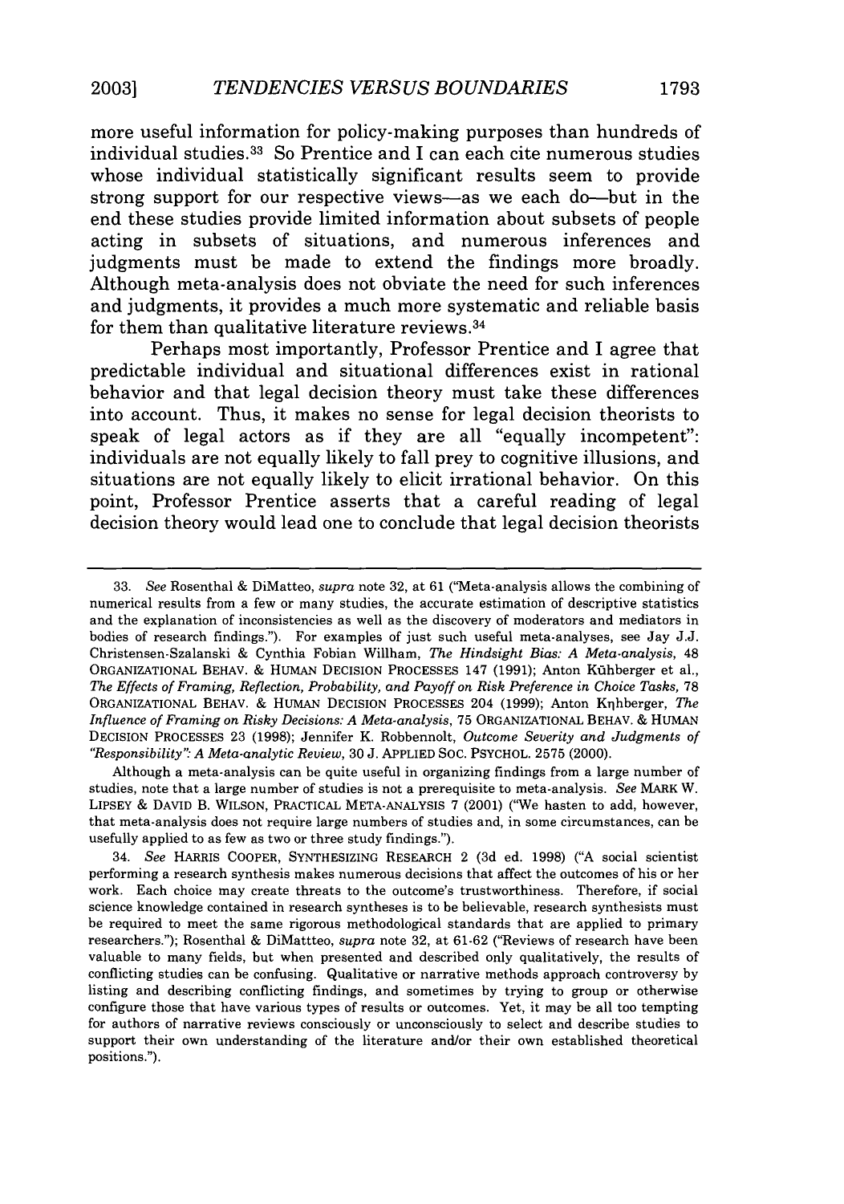more useful information for policy-making purposes than hundreds of individual studies.[33] So Prentice and I can each cite numerous studies whose individual statistically significant results seem to provide strong support for our respective views—as we each do—but in the end these studies provide limited information about subsets of people acting in subsets of situations, and numerous inferences and judgments must be made to extend the findings more broadly. Although meta-analysis does not obviate the need for such inferences and judgments, it provides a much more systematic and reliable basis for them than qualitative literature reviews.[34]

Perhaps most importantly, Professor Prentice and I agree that predictable individual and situational differences exist in rational behavior and that legal decision theory must take these differences into account. Thus, it makes no sense for legal decision theorists to speak of legal actors as if they are all "equally incompetent": individuals are not equally likely to fall prey to cognitive illusions, and situations are not equally likely to elicit irrational behavior. On this point, Professor Prentice asserts that a careful reading of legal decision theory would lead one to conclude that legal decision theorists

---

33. *See* Rosenthal & DiMatteo, *supra* note 32, at 61 ("Meta-analysis allows the combining of numerical results from a few or many studies, the accurate estimation of descriptive statistics and the explanation of inconsistencies as well as the discovery of moderators and mediators in bodies of research findings."). For examples of just such useful meta-analyses, see Jay J.J. Christensen-Szalanski & Cynthia Fobian Willham, *The Hindsight Bias: A Meta-analysis*, 48 ORGANIZATIONAL BEHAV. & HUMAN DECISION PROCESSES 147 (1991); Anton Kühberger et al., *The Effects of Framing, Reflection, Probability, and Payoff on Risk Preference in Choice Tasks*, 78 ORGANIZATIONAL BEHAV. & HUMAN DECISION PROCESSES 204 (1999); Anton Kηhberger, *The Influence of Framing on Risky Decisions: A Meta-analysis*, 75 ORGANIZATIONAL BEHAV. & HUMAN DECISION PROCESSES 23 (1998); Jennifer K. Robbennolt, *Outcome Severity and Judgments of "Responsibility": A Meta-analytic Review*, 30 J. APPLIED SOC. PSYCHOL. 2575 (2000).

Although a meta-analysis can be quite useful in organizing findings from a large number of studies, note that a large number of studies is not a prerequisite to meta-analysis. *See* MARK W. LIPSEY & DAVID B. WILSON, PRACTICAL META-ANALYSIS 7 (2001) ("We hasten to add, however, that meta-analysis does not require large numbers of studies and, in some circumstances, can be usefully applied to as few as two or three study findings.").

34. *See* HARRIS COOPER, SYNTHESIZING RESEARCH 2 (3d ed. 1998) ("A social scientist performing a research synthesis makes numerous decisions that affect the outcomes of his or her work. Each choice may create threats to the outcome's trustworthiness. Therefore, if social science knowledge contained in research syntheses is to be believable, research synthesists must be required to meet the same rigorous methodological standards that are applied to primary researchers."); Rosenthal & DiMattteo, *supra* note 32, at 61-62 ("Reviews of research have been valuable to many fields, but when presented and described only qualitatively, the results of conflicting studies can be confusing. Qualitative or narrative methods approach controversy by listing and describing conflicting findings, and sometimes by trying to group or otherwise configure those that have various types of results or outcomes. Yet, it may be all too tempting for authors of narrative reviews consciously or unconsciously to select and describe studies to support their own understanding of the literature and/or their own established theoretical positions.").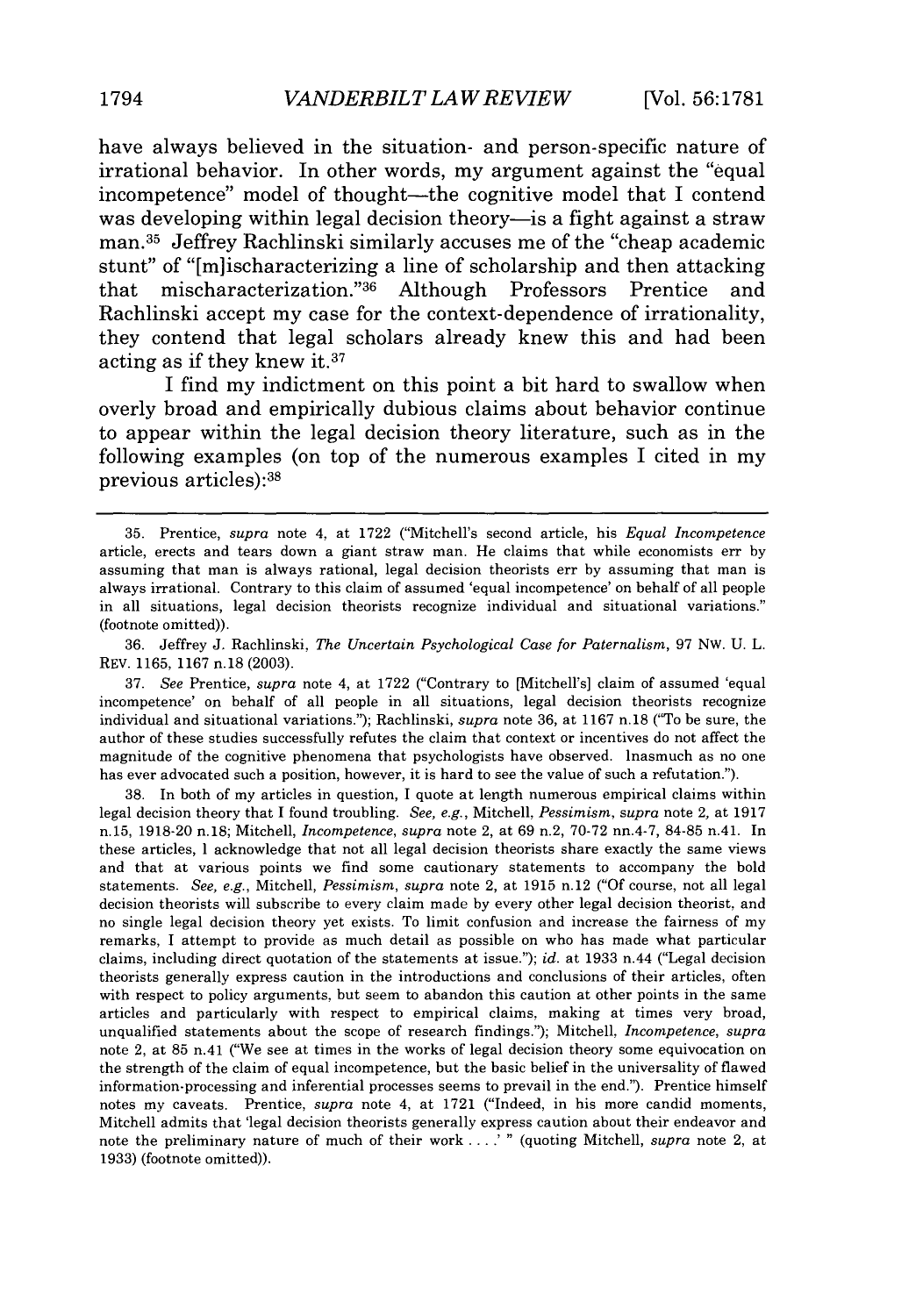have always believed in the situation- and person-specific nature of irrational behavior. In other words, my argument against the "equal incompetence" model of thought—the cognitive model that I contend was developing within legal decision theory—is a fight against a straw man.[35] Jeffrey Rachlinski similarly accuses me of the "cheap academic stunt" of "[m]ischaracterizing a line of scholarship and then attacking that mischaracterization."[36] Although Professors Prentice and Rachlinski accept my case for the context-dependence of irrationality, they contend that legal scholars already knew this and had been acting as if they knew it.[37]

I find my indictment on this point a bit hard to swallow when overly broad and empirically dubious claims about behavior continue to appear within the legal decision theory literature, such as in the following examples (on top of the numerous examples I cited in my previous articles):[38]

---

35. Prentice, *supra* note 4, at 1722 ("Mitchell's second article, his *Equal Incompetence* article, erects and tears down a giant straw man. He claims that while economists err by assuming that man is always rational, legal decision theorists err by assuming that man is always irrational. Contrary to this claim of assumed 'equal incompetence' on behalf of all people in all situations, legal decision theorists recognize individual and situational variations." (footnote omitted)).

36. Jeffrey J. Rachlinski, *The Uncertain Psychological Case for Paternalism*, 97 NW. U. L. REV. 1165, 1167 n.18 (2003).

37. *See* Prentice, *supra* note 4, at 1722 ("Contrary to [Mitchell's] claim of assumed 'equal incompetence' on behalf of all people in all situations, legal decision theorists recognize individual and situational variations."); Rachlinski, *supra* note 36, at 1167 n.18 ("To be sure, the author of these studies successfully refutes the claim that context or incentives do not affect the magnitude of the cognitive phenomena that psychologists have observed. Inasmuch as no one has ever advocated such a position, however, it is hard to see the value of such a refutation.").

38. In both of my articles in question, I quote at length numerous empirical claims within legal decision theory that I found troubling. *See, e.g.*, Mitchell, *Pessimism*, *supra* note 2, at 1917 n.15, 1918-20 n.18; Mitchell, *Incompetence*, *supra* note 2, at 69 n.2, 70-72 nn.4-7, 84-85 n.41. In these articles, I acknowledge that not all legal decision theorists share exactly the same views and that at various points we find some cautionary statements to accompany the bold statements. *See, e.g.*, Mitchell, *Pessimism*, *supra* note 2, at 1915 n.12 ("Of course, not all legal decision theorists will subscribe to every claim made by every other legal decision theorist, and no single legal decision theory yet exists. To limit confusion and increase the fairness of my remarks, I attempt to provide as much detail as possible on who has made what particular claims, including direct quotation of the statements at issue."); *id.* at 1933 n.44 ("Legal decision theorists generally express caution in the introductions and conclusions of their articles, often with respect to policy arguments, but seem to abandon this caution at other points in the same articles and particularly with respect to empirical claims, making at times very broad, unqualified statements about the scope of research findings."); Mitchell, *Incompetence*, *supra* note 2, at 85 n.41 ("We see at times in the works of legal decision theory some equivocation on the strength of the claim of equal incompetence, but the basic belief in the universality of flawed information-processing and inferential processes seems to prevail in the end."). Prentice himself notes my caveats. Prentice, *supra* note 4, at 1721 ("Indeed, in his more candid moments, Mitchell admits that 'legal decision theorists generally express caution about their endeavor and note the preliminary nature of much of their work . . . .' " (quoting Mitchell, *supra* note 2, at 1933) (footnote omitted)).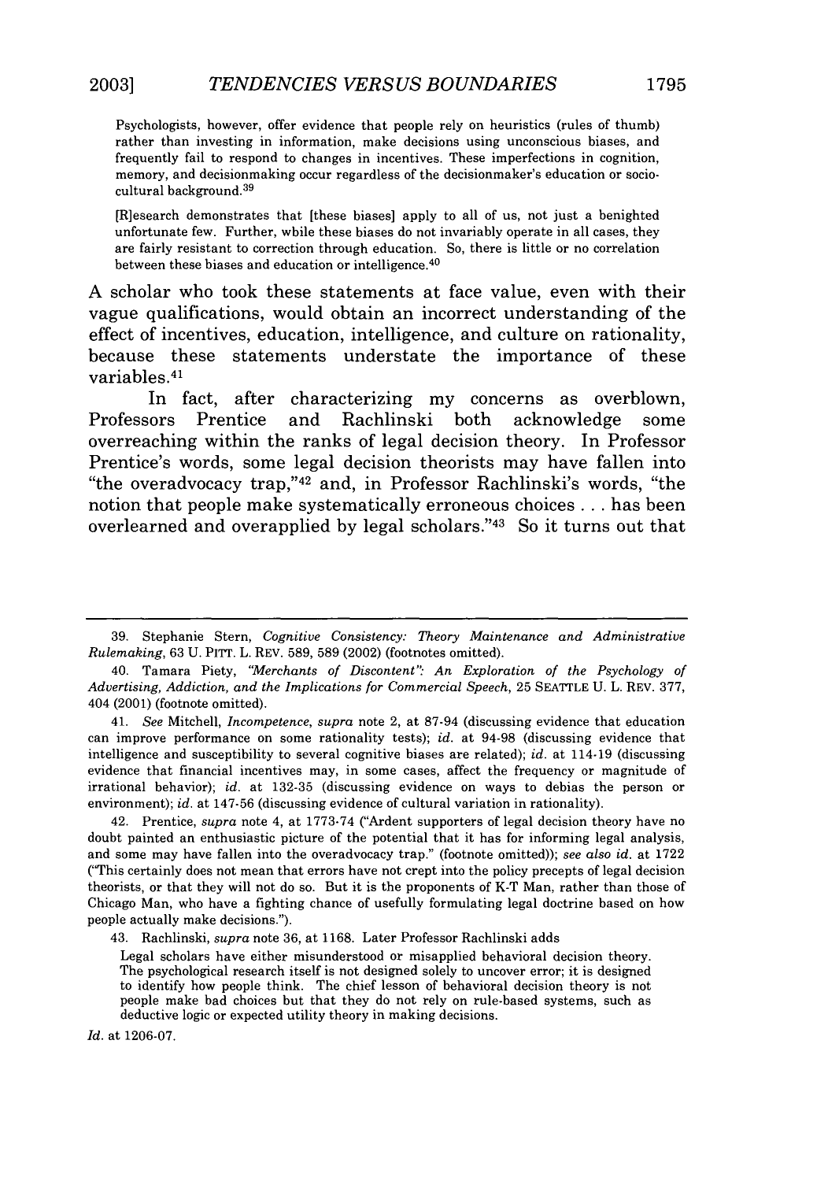> Psychologists, however, offer evidence that people rely on heuristics (rules of thumb) rather than investing in information, make decisions using unconscious biases, and frequently fail to respond to changes in incentives. These imperfections in cognition, memory, and decisionmaking occur regardless of the decisionmaker's education or socio-cultural background.[39]

> [R]esearch demonstrates that [these biases] apply to all of us, not just a benighted unfortunate few. Further, while these biases do not invariably operate in all cases, they are fairly resistant to correction through education. So, there is little or no correlation between these biases and education or intelligence.[40]

A scholar who took these statements at face value, even with their vague qualifications, would obtain an incorrect understanding of the effect of incentives, education, intelligence, and culture on rationality, because these statements understate the importance of these variables.[41]

In fact, after characterizing my concerns as overblown, Professors Prentice and Rachlinski both acknowledge some overreaching within the ranks of legal decision theory. In Professor Prentice's words, some legal decision theorists may have fallen into "the overadvocacy trap,"[42] and, in Professor Rachlinski's words, "the notion that people make systematically erroneous choices . . . has been overlearned and overapplied by legal scholars."[43] So it turns out that

---

39. Stephanie Stern, *Cognitive Consistency: Theory Maintenance and Administrative Rulemaking*, 63 U. PITT. L. REV. 589, 589 (2002) (footnotes omitted).

40. Tamara Piety, *"Merchants of Discontent": An Exploration of the Psychology of Advertising, Addiction, and the Implications for Commercial Speech*, 25 SEATTLE U. L. REV. 377, 404 (2001) (footnote omitted).

41. *See* Mitchell, *Incompetence*, *supra* note 2, at 87-94 (discussing evidence that education can improve performance on some rationality tests); *id.* at 94-98 (discussing evidence that intelligence and susceptibility to several cognitive biases are related); *id.* at 114-19 (discussing evidence that financial incentives may, in some cases, affect the frequency or magnitude of irrational behavior); *id.* at 132-35 (discussing evidence on ways to debias the person or environment); *id.* at 147-56 (discussing evidence of cultural variation in rationality).

42. Prentice, *supra* note 4, at 1773-74 ("Ardent supporters of legal decision theory have no doubt painted an enthusiastic picture of the potential that it has for informing legal analysis, and some may have fallen into the overadvocacy trap." (footnote omitted)); *see also id.* at 1722 ("This certainly does not mean that errors have not crept into the policy precepts of legal decision theorists, or that they will not do so. But it is the proponents of K-T Man, rather than those of Chicago Man, who have a fighting chance of usefully formulating legal doctrine based on how people actually make decisions.").

43. Rachlinski, *supra* note 36, at 1168. Later Professor Rachlinski adds

> Legal scholars have either misunderstood or misapplied behavioral decision theory. The psychological research itself is not designed solely to uncover error; it is designed to identify how people think. The chief lesson of behavioral decision theory is not people make bad choices but that they do not rely on rule-based systems, such as deductive logic or expected utility theory in making decisions.

*Id.* at 1206-07.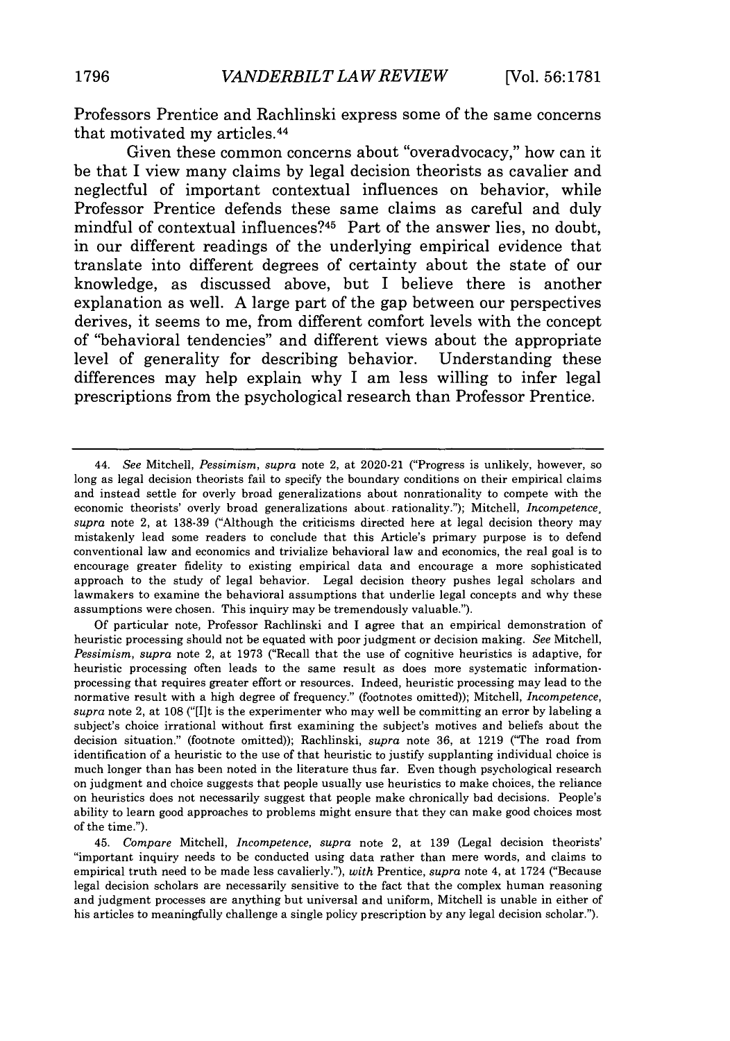Professors Prentice and Rachlinski express some of the same concerns that motivated my articles.[44]

Given these common concerns about "overadvocacy," how can it be that I view many claims by legal decision theorists as cavalier and neglectful of important contextual influences on behavior, while Professor Prentice defends these same claims as careful and duly mindful of contextual influences?[45] Part of the answer lies, no doubt, in our different readings of the underlying empirical evidence that translate into different degrees of certainty about the state of our knowledge, as discussed above, but I believe there is another explanation as well. A large part of the gap between our perspectives derives, it seems to me, from different comfort levels with the concept of "behavioral tendencies" and different views about the appropriate level of generality for describing behavior. Understanding these differences may help explain why I am less willing to infer legal prescriptions from the psychological research than Professor Prentice.

---

44. *See* Mitchell, *Pessimism*, *supra* note 2, at 2020-21 ("Progress is unlikely, however, so long as legal decision theorists fail to specify the boundary conditions on their empirical claims and instead settle for overly broad generalizations about nonrationality to compete with the economic theorists' overly broad generalizations about rationality."); Mitchell, *Incompetence*, *supra* note 2, at 138-39 ("Although the criticisms directed here at legal decision theory may mistakenly lead some readers to conclude that this Article's primary purpose is to defend conventional law and economics and trivialize behavioral law and economics, the real goal is to encourage greater fidelity to existing empirical data and encourage a more sophisticated approach to the study of legal behavior. Legal decision theory pushes legal scholars and lawmakers to examine the behavioral assumptions that underlie legal concepts and why these assumptions were chosen. This inquiry may be tremendously valuable.").

Of particular note, Professor Rachlinski and I agree that an empirical demonstration of heuristic processing should not be equated with poor judgment or decision making. *See* Mitchell, *Pessimism*, *supra* note 2, at 1973 ("Recall that the use of cognitive heuristics is adaptive, for heuristic processing often leads to the same result as does more systematic information-processing that requires greater effort or resources. Indeed, heuristic processing may lead to the normative result with a high degree of frequency." (footnotes omitted)); Mitchell, *Incompetence*, *supra* note 2, at 108 ("[I]t is the experimenter who may well be committing an error by labeling a subject's choice irrational without first examining the subject's motives and beliefs about the decision situation." (footnote omitted)); Rachlinski, *supra* note 36, at 1219 ("The road from identification of a heuristic to the use of that heuristic to justify supplanting individual choice is much longer than has been noted in the literature thus far. Even though psychological research on judgment and choice suggests that people usually use heuristics to make choices, the reliance on heuristics does not necessarily suggest that people make chronically bad decisions. People's ability to learn good approaches to problems might ensure that they can make good choices most of the time.").

45. *Compare* Mitchell, *Incompetence*, *supra* note 2, at 139 (Legal decision theorists' "important inquiry needs to be conducted using data rather than mere words, and claims to empirical truth need to be made less cavalierly."), *with* Prentice, *supra* note 4, at 1724 ("Because legal decision scholars are necessarily sensitive to the fact that the complex human reasoning and judgment processes are anything but universal and uniform, Mitchell is unable in either of his articles to meaningfully challenge a single policy prescription by any legal decision scholar.").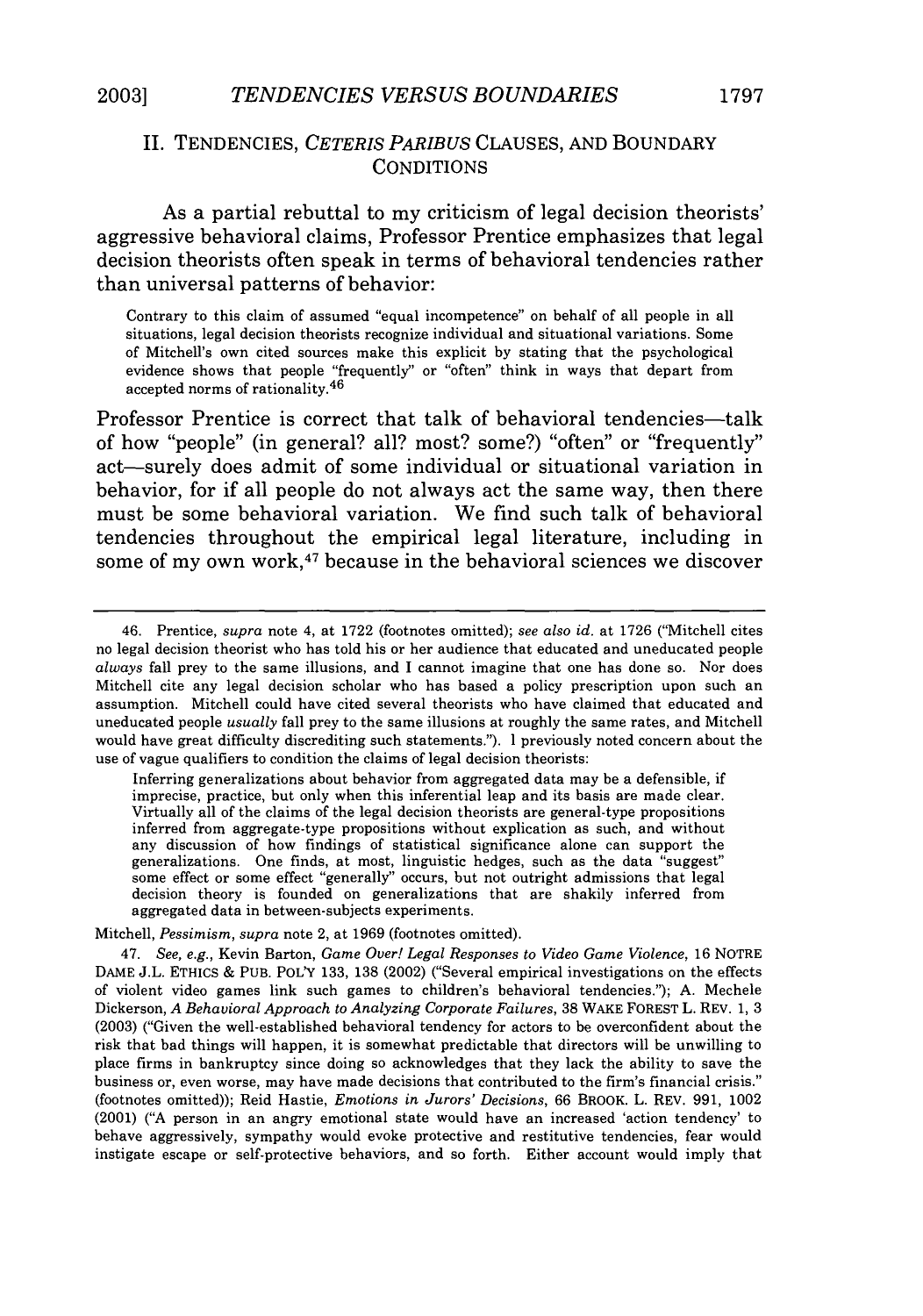## II. TENDENCIES, *CETERIS PARIBUS* CLAUSES, AND BOUNDARY CONDITIONS

As a partial rebuttal to my criticism of legal decision theorists' aggressive behavioral claims, Professor Prentice emphasizes that legal decision theorists often speak in terms of behavioral tendencies rather than universal patterns of behavior:

> Contrary to this claim of assumed "equal incompetence" on behalf of all people in all situations, legal decision theorists recognize individual and situational variations. Some of Mitchell's own cited sources make this explicit by stating that the psychological evidence shows that people "frequently" or "often" think in ways that depart from accepted norms of rationality.[46]

Professor Prentice is correct that talk of behavioral tendencies—talk of how "people" (in general? all? most? some?) "often" or "frequently" act—surely does admit of some individual or situational variation in behavior, for if all people do not always act the same way, then there must be some behavioral variation. We find such talk of behavioral tendencies throughout the empirical legal literature, including in some of my own work,[47] because in the behavioral sciences we discover

---

46. Prentice, *supra* note 4, at 1722 (footnotes omitted); *see also id.* at 1726 ("Mitchell cites no legal decision theorist who has told his or her audience that educated and uneducated people *always* fall prey to the same illusions, and I cannot imagine that one has done so. Nor does Mitchell cite any legal decision scholar who has based a policy prescription upon such an assumption. Mitchell could have cited several theorists who have claimed that educated and uneducated people *usually* fall prey to the same illusions at roughly the same rates, and Mitchell would have great difficulty discrediting such statements."). I previously noted concern about the use of vague qualifiers to condition the claims of legal decision theorists:

> Inferring generalizations about behavior from aggregated data may be a defensible, if imprecise, practice, but only when this inferential leap and its basis are made clear. Virtually all of the claims of the legal decision theorists are general-type propositions inferred from aggregate-type propositions without explication as such, and without any discussion of how findings of statistical significance alone can support the generalizations. One finds, at most, linguistic hedges, such as the data "suggest" some effect or some effect "generally" occurs, but not outright admissions that legal decision theory is founded on generalizations that are shakily inferred from aggregated data in between-subjects experiments.

Mitchell, *Pessimism*, *supra* note 2, at 1969 (footnotes omitted).

47. *See, e.g.*, Kevin Barton, *Game Over! Legal Responses to Video Game Violence*, 16 NOTRE DAME J.L. ETHICS & PUB. POL'Y 133, 138 (2002) ("Several empirical investigations on the effects of violent video games link such games to children's behavioral tendencies."); A. Mechele Dickerson, *A Behavioral Approach to Analyzing Corporate Failures*, 38 WAKE FOREST L. REV. 1, 3 (2003) ("Given the well-established behavioral tendency for actors to be overconfident about the risk that bad things will happen, it is somewhat predictable that directors will be unwilling to place firms in bankruptcy since doing so acknowledges that they lack the ability to save the business or, even worse, may have made decisions that contributed to the firm's financial crisis." (footnotes omitted)); Reid Hastie, *Emotions in Jurors' Decisions*, 66 BROOK. L. REV. 991, 1002 (2001) ("A person in an angry emotional state would have an increased 'action tendency' to behave aggressively, sympathy would evoke protective and restitutive tendencies, fear would instigate escape or self-protective behaviors, and so forth. Either account would imply that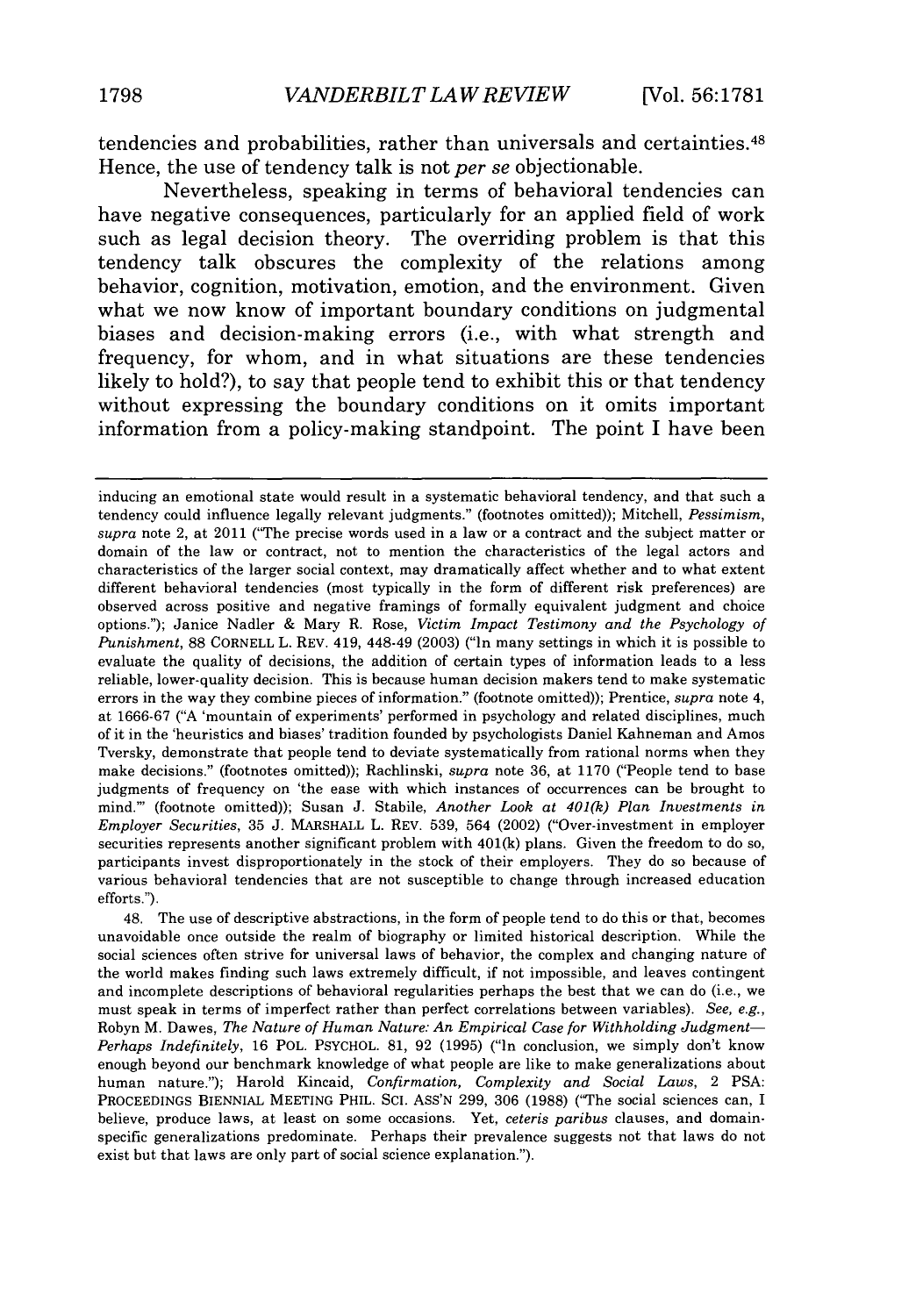tendencies and probabilities, rather than universals and certainties.[48] Hence, the use of tendency talk is not *per se* objectionable.

Nevertheless, speaking in terms of behavioral tendencies can have negative consequences, particularly for an applied field of work such as legal decision theory. The overriding problem is that this tendency talk obscures the complexity of the relations among behavior, cognition, motivation, emotion, and the environment. Given what we now know of important boundary conditions on judgmental biases and decision-making errors (i.e., with what strength and frequency, for whom, and in what situations are these tendencies likely to hold?), to say that people tend to exhibit this or that tendency without expressing the boundary conditions on it omits important information from a policy-making standpoint. The point I have been

---

inducing an emotional state would result in a systematic behavioral tendency, and that such a tendency could influence legally relevant judgments." (footnotes omitted)); Mitchell, *Pessimism*, *supra* note 2, at 2011 ("The precise words used in a law or a contract and the subject matter or domain of the law or contract, not to mention the characteristics of the legal actors and characteristics of the larger social context, may dramatically affect whether and to what extent different behavioral tendencies (most typically in the form of different risk preferences) are observed across positive and negative framings of formally equivalent judgment and choice options."); Janice Nadler & Mary R. Rose, *Victim Impact Testimony and the Psychology of Punishment*, 88 CORNELL L. REV. 419, 448-49 (2003) ("In many settings in which it is possible to evaluate the quality of decisions, the addition of certain types of information leads to a less reliable, lower-quality decision. This is because human decision makers tend to make systematic errors in the way they combine pieces of information." (footnote omitted)); Prentice, *supra* note 4, at 1666-67 ("A 'mountain of experiments' performed in psychology and related disciplines, much of it in the 'heuristics and biases' tradition founded by psychologists Daniel Kahneman and Amos Tversky, demonstrate that people tend to deviate systematically from rational norms when they make decisions." (footnotes omitted)); Rachlinski, *supra* note 36, at 1170 ("People tend to base judgments of frequency on 'the ease with which instances of occurrences can be brought to mind.'" (footnote omitted)); Susan J. Stabile, *Another Look at 401(k) Plan Investments in Employer Securities*, 35 J. MARSHALL L. REV. 539, 564 (2002) ("Over-investment in employer securities represents another significant problem with 401(k) plans. Given the freedom to do so, participants invest disproportionately in the stock of their employers. They do so because of various behavioral tendencies that are not susceptible to change through increased education efforts.").

48. The use of descriptive abstractions, in the form of people tend to do this or that, becomes unavoidable once outside the realm of biography or limited historical description. While the social sciences often strive for universal laws of behavior, the complex and changing nature of the world makes finding such laws extremely difficult, if not impossible, and leaves contingent and incomplete descriptions of behavioral regularities perhaps the best that we can do (i.e., we must speak in terms of imperfect rather than perfect correlations between variables). *See, e.g.*, Robyn M. Dawes, *The Nature of Human Nature: An Empirical Case for Withholding Judgment—Perhaps Indefinitely*, 16 POL. PSYCHOL. 81, 92 (1995) ("In conclusion, we simply don't know enough beyond our benchmark knowledge of what people are like to make generalizations about human nature."); Harold Kincaid, *Confirmation, Complexity and Social Laws*, 2 PSA: PROCEEDINGS BIENNIAL MEETING PHIL. SCI. ASS'N 299, 306 (1988) ("The social sciences can, I believe, produce laws, at least on some occasions. Yet, *ceteris paribus* clauses, and domain-specific generalizations predominate. Perhaps their prevalence suggests not that laws do not exist but that laws are only part of social science explanation.").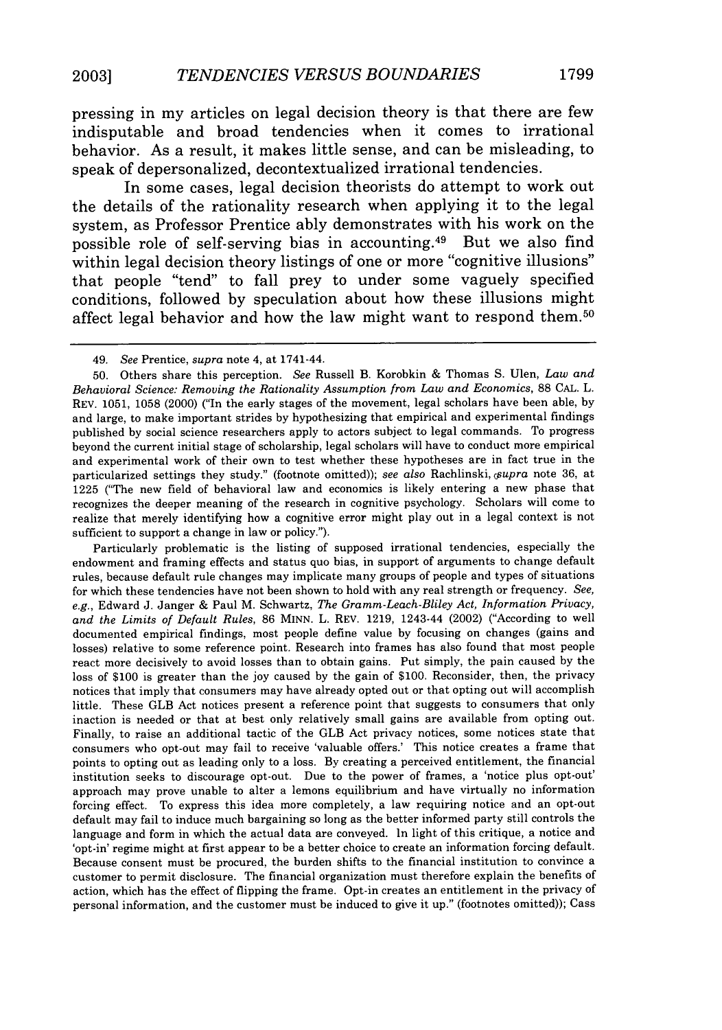pressing in my articles on legal decision theory is that there are few indisputable and broad tendencies when it comes to irrational behavior. As a result, it makes little sense, and can be misleading, to speak of depersonalized, decontextualized irrational tendencies.

In some cases, legal decision theorists do attempt to work out the details of the rationality research when applying it to the legal system, as Professor Prentice ably demonstrates with his work on the possible role of self-serving bias in accounting.[49] But we also find within legal decision theory listings of one or more "cognitive illusions" that people "tend" to fall prey to under some vaguely specified conditions, followed by speculation about how these illusions might affect legal behavior and how the law might want to respond them.[50]

---

49. *See* Prentice, *supra* note 4, at 1741-44.

50. Others share this perception. *See* Russell B. Korobkin & Thomas S. Ulen, *Law and Behavioral Science: Removing the Rationality Assumption from Law and Economics*, 88 CAL. L. REV. 1051, 1058 (2000) ("In the early stages of the movement, legal scholars have been able, by and large, to make important strides by hypothesizing that empirical and experimental findings published by social science researchers apply to actors subject to legal commands. To progress beyond the current initial stage of scholarship, legal scholars will have to conduct more empirical and experimental work of their own to test whether these hypotheses are in fact true in the particularized settings they study." (footnote omitted)); *see also* Rachlinski, *supra* note 36, at 1225 ("The new field of behavioral law and economics is likely entering a new phase that recognizes the deeper meaning of the research in cognitive psychology. Scholars will come to realize that merely identifying how a cognitive error might play out in a legal context is not sufficient to support a change in law or policy.").

Particularly problematic is the listing of supposed irrational tendencies, especially the endowment and framing effects and status quo bias, in support of arguments to change default rules, because default rule changes may implicate many groups of people and types of situations for which these tendencies have not been shown to hold with any real strength or frequency. *See, e.g.*, Edward J. Janger & Paul M. Schwartz, *The Gramm-Leach-Bliley Act, Information Privacy, and the Limits of Default Rules*, 86 MINN. L. REV. 1219, 1243-44 (2002) ("According to well documented empirical findings, most people define value by focusing on changes (gains and losses) relative to some reference point. Research into frames has also found that most people react more decisively to avoid losses than to obtain gains. Put simply, the pain caused by the loss of $100 is greater than the joy caused by the gain of $100. Reconsider, then, the privacy notices that imply that consumers may have already opted out or that opting out will accomplish little. These GLB Act notices present a reference point that suggests to consumers that only inaction is needed or that at best only relatively small gains are available from opting out. Finally, to raise an additional tactic of the GLB Act privacy notices, some notices state that consumers who opt-out may fail to receive 'valuable offers.' This notice creates a frame that points to opting out as leading only to a loss. By creating a perceived entitlement, the financial institution seeks to discourage opt-out. Due to the power of frames, a 'notice plus opt-out' approach may prove unable to alter a lemons equilibrium and have virtually no information forcing effect. To express this idea more completely, a law requiring notice and an opt-out default may fail to induce much bargaining so long as the better informed party still controls the language and form in which the actual data are conveyed. In light of this critique, a notice and 'opt-in' regime might at first appear to be a better choice to create an information forcing default. Because consent must be procured, the burden shifts to the financial institution to convince a customer to permit disclosure. The financial organization must therefore explain the benefits of action, which has the effect of flipping the frame. Opt-in creates an entitlement in the privacy of personal information, and the customer must be induced to give it up." (footnotes omitted)); Cass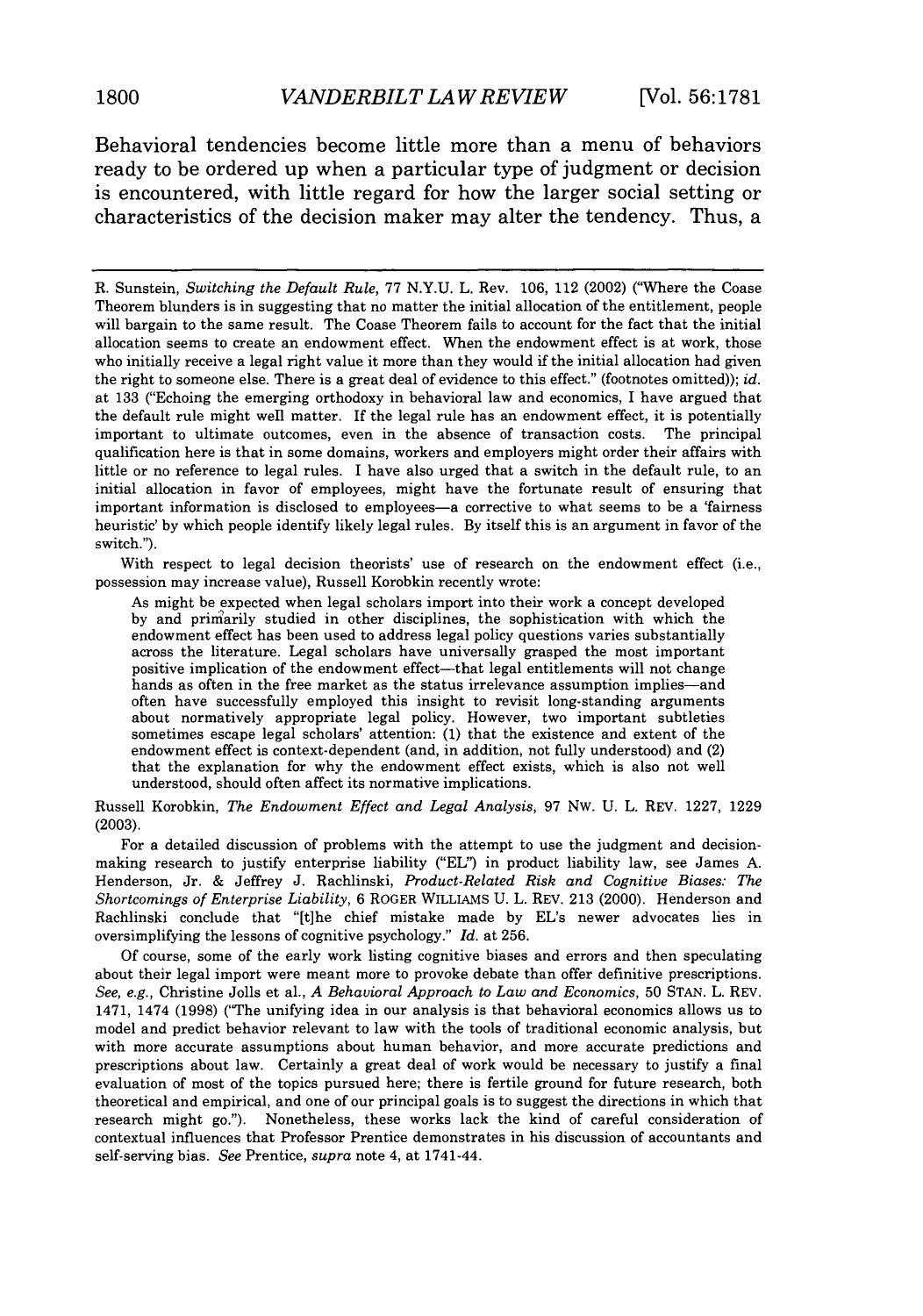Behavioral tendencies become little more than a menu of behaviors ready to be ordered up when a particular type of judgment or decision is encountered, with little regard for how the larger social setting or characteristics of the decision maker may alter the tendency. Thus, a

---

R. Sunstein, *Switching the Default Rule*, 77 N.Y.U. L. Rev. 106, 112 (2002) ("Where the Coase Theorem blunders is in suggesting that no matter the initial allocation of the entitlement, people will bargain to the same result. The Coase Theorem fails to account for the fact that the initial allocation seems to create an endowment effect. When the endowment effect is at work, those who initially receive a legal right value it more than they would if the initial allocation had given the right to someone else. There is a great deal of evidence to this effect." (footnotes omitted)); *id.* at 133 ("Echoing the emerging orthodoxy in behavioral law and economics, I have argued that the default rule might well matter. If the legal rule has an endowment effect, it is potentially important to ultimate outcomes, even in the absence of transaction costs. The principal qualification here is that in some domains, workers and employers might order their affairs with little or no reference to legal rules. I have also urged that a switch in the default rule, to an initial allocation in favor of employees, might have the fortunate result of ensuring that important information is disclosed to employees—a corrective to what seems to be a 'fairness heuristic' by which people identify likely legal rules. By itself this is an argument in favor of the switch.").

With respect to legal decision theorists' use of research on the endowment effect (i.e., possession may increase value), Russell Korobkin recently wrote:

> As might be expected when legal scholars import into their work a concept developed by and primarily studied in other disciplines, the sophistication with which the endowment effect has been used to address legal policy questions varies substantially across the literature. Legal scholars have universally grasped the most important positive implication of the endowment effect—that legal entitlements will not change hands as often in the free market as the status irrelevance assumption implies—and often have successfully employed this insight to revisit long-standing arguments about normatively appropriate legal policy. However, two important subtleties sometimes escape legal scholars' attention: (1) that the existence and extent of the endowment effect is context-dependent (and, in addition, not fully understood) and (2) that the explanation for why the endowment effect exists, which is also not well understood, should often affect its normative implications.

Russell Korobkin, *The Endowment Effect and Legal Analysis*, 97 NW. U. L. REV. 1227, 1229 (2003).

For a detailed discussion of problems with the attempt to use the judgment and decision-making research to justify enterprise liability ("EL") in product liability law, see James A. Henderson, Jr. & Jeffrey J. Rachlinski, *Product-Related Risk and Cognitive Biases: The Shortcomings of Enterprise Liability*, 6 ROGER WILLIAMS U. L. REV. 213 (2000). Henderson and Rachlinski conclude that "[t]he chief mistake made by EL's newer advocates lies in oversimplifying the lessons of cognitive psychology." *Id.* at 256.

Of course, some of the early work listing cognitive biases and errors and then speculating about their legal import were meant more to provoke debate than offer definitive prescriptions. *See, e.g.*, Christine Jolls et al., *A Behavioral Approach to Law and Economics*, 50 STAN. L. REV. 1471, 1474 (1998) ("The unifying idea in our analysis is that behavioral economics allows us to model and predict behavior relevant to law with the tools of traditional economic analysis, but with more accurate assumptions about human behavior, and more accurate predictions and prescriptions about law. Certainly a great deal of work would be necessary to justify a final evaluation of most of the topics pursued here; there is fertile ground for future research, both theoretical and empirical, and one of our principal goals is to suggest the directions in which that research might go."). Nonetheless, these works lack the kind of careful consideration of contextual influences that Professor Prentice demonstrates in his discussion of accountants and self-serving bias. *See* Prentice, *supra* note 4, at 1741-44.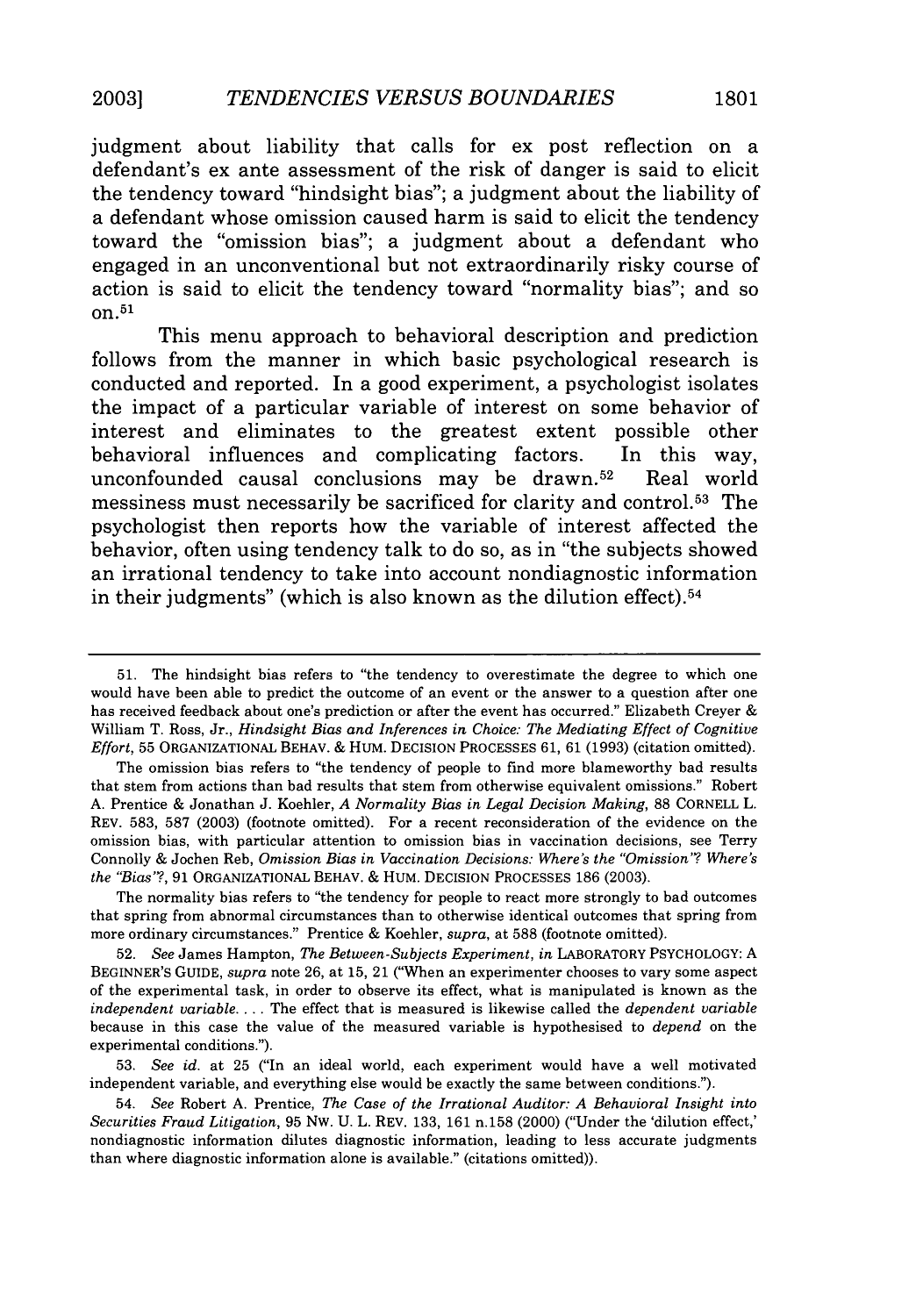judgment about liability that calls for ex post reflection on a defendant's ex ante assessment of the risk of danger is said to elicit the tendency toward "hindsight bias"; a judgment about the liability of a defendant whose omission caused harm is said to elicit the tendency toward the "omission bias"; a judgment about a defendant who engaged in an unconventional but not extraordinarily risky course of action is said to elicit the tendency toward "normality bias"; and so on.[51]

This menu approach to behavioral description and prediction follows from the manner in which basic psychological research is conducted and reported. In a good experiment, a psychologist isolates the impact of a particular variable of interest on some behavior of interest and eliminates to the greatest extent possible other behavioral influences and complicating factors. In this way, unconfounded causal conclusions may be drawn.[52] Real world messiness must necessarily be sacrificed for clarity and control.[53] The psychologist then reports how the variable of interest affected the behavior, often using tendency talk to do so, as in "the subjects showed an irrational tendency to take into account nondiagnostic information in their judgments" (which is also known as the dilution effect).[54]

---

51. The hindsight bias refers to "the tendency to overestimate the degree to which one would have been able to predict the outcome of an event or the answer to a question after one has received feedback about one's prediction or after the event has occurred." Elizabeth Creyer & William T. Ross, Jr., *Hindsight Bias and Inferences in Choice: The Mediating Effect of Cognitive Effort*, 55 ORGANIZATIONAL BEHAV. & HUM. DECISION PROCESSES 61, 61 (1993) (citation omitted).

The omission bias refers to "the tendency of people to find more blameworthy bad results that stem from actions than bad results that stem from otherwise equivalent omissions." Robert A. Prentice & Jonathan J. Koehler, *A Normality Bias in Legal Decision Making*, 88 CORNELL L. REV. 583, 587 (2003) (footnote omitted). For a recent reconsideration of the evidence on the omission bias, with particular attention to omission bias in vaccination decisions, see Terry Connolly & Jochen Reb, *Omission Bias in Vaccination Decisions: Where's the "Omission"? Where's the "Bias"?*, 91 ORGANIZATIONAL BEHAV. & HUM. DECISION PROCESSES 186 (2003).

The normality bias refers to "the tendency for people to react more strongly to bad outcomes that spring from abnormal circumstances than to otherwise identical outcomes that spring from more ordinary circumstances." Prentice & Koehler, *supra*, at 588 (footnote omitted).

52. *See* James Hampton, *The Between-Subjects Experiment*, *in* LABORATORY PSYCHOLOGY: A BEGINNER'S GUIDE, *supra* note 26, at 15, 21 ("When an experimenter chooses to vary some aspect of the experimental task, in order to observe its effect, what is manipulated is known as the *independent variable*. . . . The effect that is measured is likewise called the *dependent variable* because in this case the value of the measured variable is hypothesised to *depend* on the experimental conditions.").

53. *See id.* at 25 ("In an ideal world, each experiment would have a well motivated independent variable, and everything else would be exactly the same between conditions.").

54. *See* Robert A. Prentice, *The Case of the Irrational Auditor: A Behavioral Insight into Securities Fraud Litigation*, 95 NW. U. L. REV. 133, 161 n.158 (2000) ("Under the 'dilution effect,' nondiagnostic information dilutes diagnostic information, leading to less accurate judgments than where diagnostic information alone is available." (citations omitted)).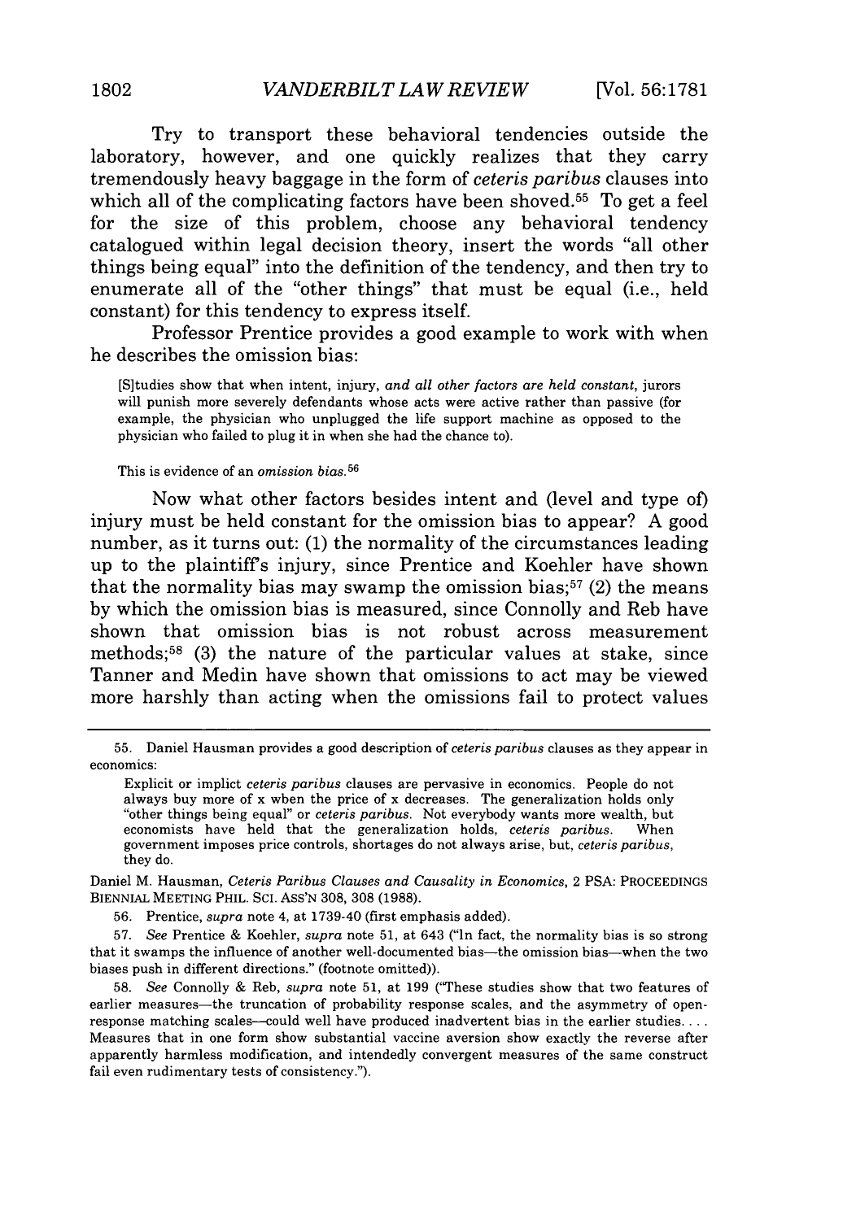Try to transport these behavioral tendencies outside the laboratory, however, and one quickly realizes that they carry tremendously heavy baggage in the form of *ceteris paribus* clauses into which all of the complicating factors have been shoved.[55] To get a feel for the size of this problem, choose any behavioral tendency catalogued within legal decision theory, insert the words "all other things being equal" into the definition of the tendency, and then try to enumerate all of the "other things" that must be equal (i.e., held constant) for this tendency to express itself.

Professor Prentice provides a good example to work with when he describes the omission bias:

> [S]tudies show that when intent, injury, *and all other factors are held constant*, jurors will punish more severely defendants whose acts were active rather than passive (for example, the physician who unplugged the life support machine as opposed to the physician who failed to plug it in when she had the chance to).
>
> This is evidence of an *omission bias*.[56]

Now what other factors besides intent and (level and type of) injury must be held constant for the omission bias to appear? A good number, as it turns out: (1) the normality of the circumstances leading up to the plaintiff's injury, since Prentice and Koehler have shown that the normality bias may swamp the omission bias;[57] (2) the means by which the omission bias is measured, since Connolly and Reb have shown that omission bias is not robust across measurement methods;[58] (3) the nature of the particular values at stake, since Tanner and Medin have shown that omissions to act may be viewed more harshly than acting when the omissions fail to protect values

---

55. Daniel Hausman provides a good description of *ceteris paribus* clauses as they appear in economics:

> Explicit or implict *ceteris paribus* clauses are pervasive in economics. People do not always buy more of x when the price of x decreases. The generalization holds only "other things being equal" or *ceteris paribus*. Not everybody wants more wealth, but economists have held that the generalization holds, *ceteris paribus*. When government imposes price controls, shortages do not always arise, but, *ceteris paribus*, they do.

Daniel M. Hausman, *Ceteris Paribus Clauses and Causality in Economics*, 2 PSA: PROCEEDINGS BIENNIAL MEETING PHIL. SCI. ASS'N 308, 308 (1988).

56. Prentice, *supra* note 4, at 1739-40 (first emphasis added).

57. *See* Prentice & Koehler, *supra* note 51, at 643 ("In fact, the normality bias is so strong that it swamps the influence of another well-documented bias—the omission bias—when the two biases push in different directions." (footnote omitted)).

58. *See* Connolly & Reb, *supra* note 51, at 199 ("These studies show that two features of earlier measures—the truncation of probability response scales, and the asymmetry of open-response matching scales—could well have produced inadvertent bias in the earlier studies. . . . Measures that in one form show substantial vaccine aversion show exactly the reverse after apparently harmless modification, and intendedly convergent measures of the same construct fail even rudimentary tests of consistency.").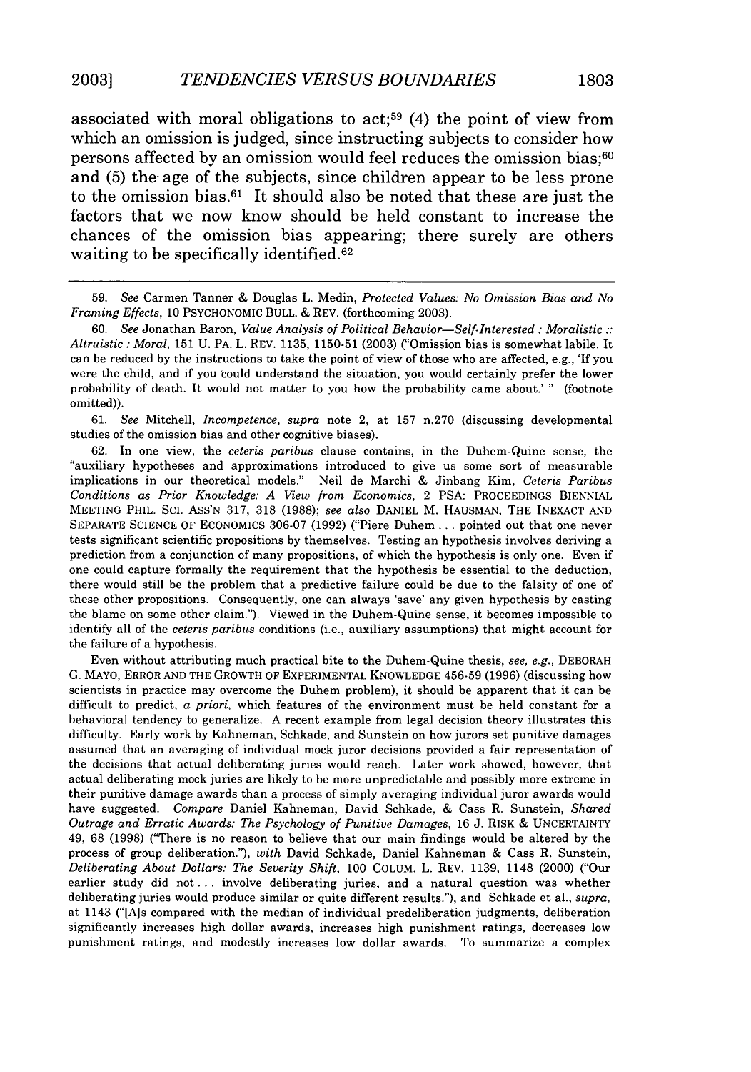associated with moral obligations to act;[59] (4) the point of view from which an omission is judged, since instructing subjects to consider how persons affected by an omission would feel reduces the omission bias;[60] and (5) the age of the subjects, since children appear to be less prone to the omission bias.[61] It should also be noted that these are just the factors that we now know should be held constant to increase the chances of the omission bias appearing; there surely are others waiting to be specifically identified.[62]

---

59. *See* Carmen Tanner & Douglas L. Medin, *Protected Values: No Omission Bias and No Framing Effects*, 10 PSYCHONOMIC BULL. & REV. (forthcoming 2003).

60. *See* Jonathan Baron, *Value Analysis of Political Behavior—Self-Interested : Moralistic :: Altruistic : Moral*, 151 U. PA. L. REV. 1135, 1150-51 (2003) ("Omission bias is somewhat labile. It can be reduced by the instructions to take the point of view of those who are affected, e.g., 'If you were the child, and if you could understand the situation, you would certainly prefer the lower probability of death. It would not matter to you how the probability came about.' " (footnote omitted)).

61. *See* Mitchell, *Incompetence*, *supra* note 2, at 157 n.270 (discussing developmental studies of the omission bias and other cognitive biases).

62. In one view, the *ceteris paribus* clause contains, in the Duhem-Quine sense, the "auxiliary hypotheses and approximations introduced to give us some sort of measurable implications in our theoretical models." Neil de Marchi & Jinbang Kim, *Ceteris Paribus Conditions as Prior Knowledge: A View from Economics*, 2 PSA: PROCEEDINGS BIENNIAL MEETING PHIL. SCI. ASS'N 317, 318 (1988); *see also* DANIEL M. HAUSMAN, THE INEXACT AND SEPARATE SCIENCE OF ECONOMICS 306-07 (1992) ("Piere Duhem . . . pointed out that one never tests significant scientific propositions by themselves. Testing an hypothesis involves deriving a prediction from a conjunction of many propositions, of which the hypothesis is only one. Even if one could capture formally the requirement that the hypothesis be essential to the deduction, there would still be the problem that a predictive failure could be due to the falsity of one of these other propositions. Consequently, one can always 'save' any given hypothesis by casting the blame on some other claim."). Viewed in the Duhem-Quine sense, it becomes impossible to identify all of the *ceteris paribus* conditions (i.e., auxiliary assumptions) that might account for the failure of a hypothesis.

Even without attributing much practical bite to the Duhem-Quine thesis, *see, e.g.*, DEBORAH G. MAYO, ERROR AND THE GROWTH OF EXPERIMENTAL KNOWLEDGE 456-59 (1996) (discussing how scientists in practice may overcome the Duhem problem), it should be apparent that it can be difficult to predict, *a priori*, which features of the environment must be held constant for a behavioral tendency to generalize. A recent example from legal decision theory illustrates this difficulty. Early work by Kahneman, Schkade, and Sunstein on how jurors set punitive damages assumed that an averaging of individual mock juror decisions provided a fair representation of the decisions that actual deliberating juries would reach. Later work showed, however, that actual deliberating mock juries are likely to be more unpredictable and possibly more extreme in their punitive damage awards than a process of simply averaging individual juror awards would have suggested. *Compare* Daniel Kahneman, David Schkade, & Cass R. Sunstein, *Shared Outrage and Erratic Awards: The Psychology of Punitive Damages*, 16 J. RISK & UNCERTAINTY 49, 68 (1998) ("There is no reason to believe that our main findings would be altered by the process of group deliberation."), *with* David Schkade, Daniel Kahneman & Cass R. Sunstein, *Deliberating About Dollars: The Severity Shift*, 100 COLUM. L. REV. 1139, 1148 (2000) ("Our earlier study did not . . . involve deliberating juries, and a natural question was whether deliberating juries would produce similar or quite different results."), and Schkade et al., *supra*, at 1143 ("[A]s compared with the median of individual predeliberation judgments, deliberation significantly increases high dollar awards, increases high punishment ratings, decreases low punishment ratings, and modestly increases low dollar awards. To summarize a complex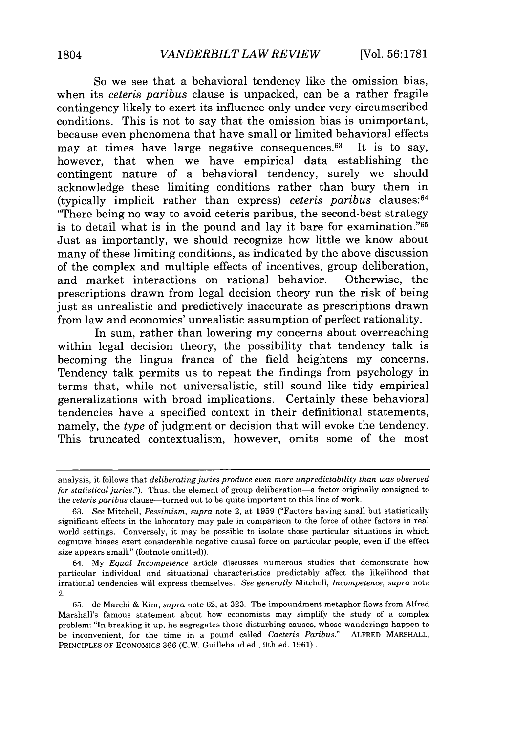So we see that a behavioral tendency like the omission bias, when its *ceteris paribus* clause is unpacked, can be a rather fragile contingency likely to exert its influence only under very circumscribed conditions. This is not to say that the omission bias is unimportant, because even phenomena that have small or limited behavioral effects may at times have large negative consequences.[63] It is to say, however, that when we have empirical data establishing the contingent nature of a behavioral tendency, surely we should acknowledge these limiting conditions rather than bury them in (typically implicit rather than express) *ceteris paribus* clauses:[64] "There being no way to avoid ceteris paribus, the second-best strategy is to detail what is in the pound and lay it bare for examination."[65] Just as importantly, we should recognize how little we know about many of these limiting conditions, as indicated by the above discussion of the complex and multiple effects of incentives, group deliberation, and market interactions on rational behavior. Otherwise, the prescriptions drawn from legal decision theory run the risk of being just as unrealistic and predictively inaccurate as prescriptions drawn from law and economics' unrealistic assumption of perfect rationality.

In sum, rather than lowering my concerns about overreaching within legal decision theory, the possibility that tendency talk is becoming the lingua franca of the field heightens my concerns. Tendency talk permits us to repeat the findings from psychology in terms that, while not universalistic, still sound like tidy empirical generalizations with broad implications. Certainly these behavioral tendencies have a specified context in their definitional statements, namely, the *type* of judgment or decision that will evoke the tendency. This truncated contextualism, however, omits some of the most

---

analysis, it follows that *deliberating juries produce even more unpredictability than was observed for statistical juries*."). Thus, the element of group deliberation—a factor originally consigned to the *ceteris paribus* clause—turned out to be quite important to this line of work.

63. *See* Mitchell, *Pessimism*, *supra* note 2, at 1959 ("Factors having small but statistically significant effects in the laboratory may pale in comparison to the force of other factors in real world settings. Conversely, it may be possible to isolate those particular situations in which cognitive biases exert considerable negative causal force on particular people, even if the effect size appears small." (footnote omitted)).

64. My *Equal Incompetence* article discusses numerous studies that demonstrate how particular individual and situational characteristics predictably affect the likelihood that irrational tendencies will express themselves. *See generally* Mitchell, *Incompetence*, *supra* note 2.

65. de Marchi & Kim, *supra* note 62, at 323. The impoundment metaphor flows from Alfred Marshall's famous statement about how economists may simplify the study of a complex problem: "In breaking it up, he segregates those disturbing causes, whose wanderings happen to be inconvenient, for the time in a pound called *Caeteris Paribus*." ALFRED MARSHALL, PRINCIPLES OF ECONOMICS 366 (C.W. Guillebaud ed., 9th ed. 1961).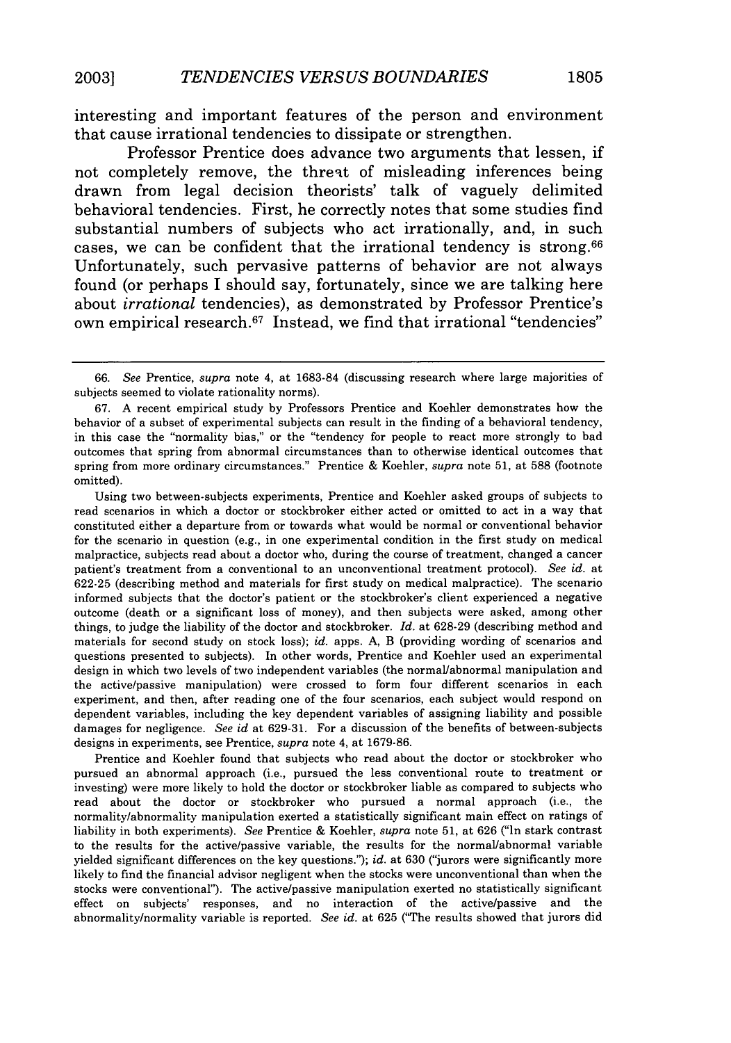interesting and important features of the person and environment that cause irrational tendencies to dissipate or strengthen.

Professor Prentice does advance two arguments that lessen, if not completely remove, the threat of misleading inferences being drawn from legal decision theorists' talk of vaguely delimited behavioral tendencies. First, he correctly notes that some studies find substantial numbers of subjects who act irrationally, and, in such cases, we can be confident that the irrational tendency is strong.[66] Unfortunately, such pervasive patterns of behavior are not always found (or perhaps I should say, fortunately, since we are talking here about *irrational* tendencies), as demonstrated by Professor Prentice's own empirical research.[67] Instead, we find that irrational "tendencies"

---

66. *See* Prentice, *supra* note 4, at 1683-84 (discussing research where large majorities of subjects seemed to violate rationality norms).

67. A recent empirical study by Professors Prentice and Koehler demonstrates how the behavior of a subset of experimental subjects can result in the finding of a behavioral tendency, in this case the "normality bias," or the "tendency for people to react more strongly to bad outcomes that spring from abnormal circumstances than to otherwise identical outcomes that spring from more ordinary circumstances." Prentice & Koehler, *supra* note 51, at 588 (footnote omitted).

Using two between-subjects experiments, Prentice and Koehler asked groups of subjects to read scenarios in which a doctor or stockbroker either acted or omitted to act in a way that constituted either a departure from or towards what would be normal or conventional behavior for the scenario in question (e.g., in one experimental condition in the first study on medical malpractice, subjects read about a doctor who, during the course of treatment, changed a cancer patient's treatment from a conventional to an unconventional treatment protocol). *See id.* at 622-25 (describing method and materials for first study on medical malpractice). The scenario informed subjects that the doctor's patient or the stockbroker's client experienced a negative outcome (death or a significant loss of money), and then subjects were asked, among other things, to judge the liability of the doctor and stockbroker. *Id.* at 628-29 (describing method and materials for second study on stock loss); *id.* apps. A, B (providing wording of scenarios and questions presented to subjects). In other words, Prentice and Koehler used an experimental design in which two levels of two independent variables (the normal/abnormal manipulation and the active/passive manipulation) were crossed to form four different scenarios in each experiment, and then, after reading one of the four scenarios, each subject would respond on dependent variables, including the key dependent variables of assigning liability and possible damages for negligence. *See id* at 629-31. For a discussion of the benefits of between-subjects designs in experiments, see Prentice, *supra* note 4, at 1679-86.

Prentice and Koehler found that subjects who read about the doctor or stockbroker who pursued an abnormal approach (i.e., pursued the less conventional route to treatment or investing) were more likely to hold the doctor or stockbroker liable as compared to subjects who read about the doctor or stockbroker who pursued a normal approach (i.e., the normality/abnormality manipulation exerted a statistically significant main effect on ratings of liability in both experiments). *See* Prentice & Koehler, *supra* note 51, at 626 ("In stark contrast to the results for the active/passive variable, the results for the normal/abnormal variable yielded significant differences on the key questions."); *id.* at 630 ("jurors were significantly more likely to find the financial advisor negligent when the stocks were unconventional than when the stocks were conventional"). The active/passive manipulation exerted no statistically significant effect on subjects' responses, and no interaction of the active/passive and the abnormality/normality variable is reported. *See id.* at 625 ("The results showed that jurors did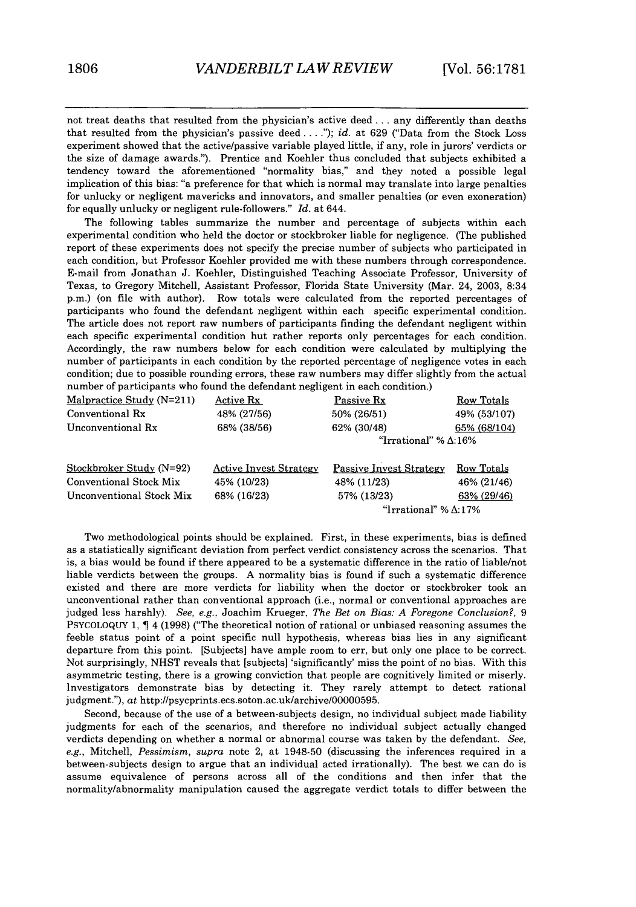not treat deaths that resulted from the physician's active deed . . . any differently than deaths that resulted from the physician's passive deed . . . ."); *id.* at 629 ("Data from the Stock Loss experiment showed that the active/passive variable played little, if any, role in jurors' verdicts or the size of damage awards."). Prentice and Koehler thus concluded that subjects exhibited a tendency toward the aforementioned "normality bias," and they noted a possible legal implication of this bias: "a preference for that which is normal may translate into large penalties for unlucky or negligent mavericks and innovators, and smaller penalties (or even exoneration) for equally unlucky or negligent rule-followers." *Id.* at 644.

The following tables summarize the number and percentage of subjects within each experimental condition who held the doctor or stockbroker liable for negligence. (The published report of these experiments does not specify the precise number of subjects who participated in each condition, but Professor Koehler provided me with these numbers through correspondence. E-mail from Jonathan J. Koehler, Distinguished Teaching Associate Professor, University of Texas, to Gregory Mitchell, Assistant Professor, Florida State University (Mar. 24, 2003, 8:34 p.m.) (on file with author). Row totals were calculated from the reported percentages of participants who found the defendant negligent within each specific experimental condition. The article does not report raw numbers of participants finding the defendant negligent within each specific experimental condition hut rather reports only percentages for each condition. Accordingly, the raw numbers below for each condition were calculated by multiplying the number of participants in each condition by the reported percentage of negligence votes in each condition; due to possible rounding errors, these raw numbers may differ slightly from the actual number of participants who found the defendant negligent in each condition.)

| Malpractice Study (N=211) | Active Rx | Passive Rx | Row Totals |
|---|---|---|---|
| Conventional Rx | 48% (27/56) | 50% (26/51) | 49% (53/107) |
| Unconventional Rx | 68% (38/56) | 62% (30/48) | 65% (68/104) |
| | | "Irrational" % Δ:16% | |

| Stockbroker Study (N=92) | Active Invest Strategy | Passive Invest Strategy | Row Totals |
|---|---|---|---|
| Conventional Stock Mix | 45% (10/23) | 48% (11/23) | 46% (21/46) |
| Unconventional Stock Mix | 68% (16/23) | 57% (13/23) | 63% (29/46) |
| | | "Irrational" % Δ:17% | |

Two methodological points should be explained. First, in these experiments, bias is defined as a statistically significant deviation from perfect verdict consistency across the scenarios. That is, a bias would be found if there appeared to be a systematic difference in the ratio of liable/not liable verdicts between the groups. A normality bias is found if such a systematic difference existed and there are more verdicts for liability when the doctor or stockbroker took an unconventional rather than conventional approach (i.e., normal or conventional approaches are judged less harshly). *See, e.g.*, Joachim Krueger, *The Bet on Bias: A Foregone Conclusion?*, 9 PSYCOLOQUY 1, ¶ 4 (1998) ("The theoretical notion of rational or unbiased reasoning assumes the feeble status point of a point specific null hypothesis, whereas bias lies in any significant departure from this point. [Subjects] have ample room to err, but only one place to be correct. Not surprisingly, NHST reveals that [subjects] 'significantly' miss the point of no bias. With this asymmetric testing, there is a growing conviction that people are cognitively limited or miserly. Investigators demonstrate bias by detecting it. They rarely attempt to detect rational judgment."), *at* http://psycprints.ecs.soton.ac.uk/archive/00000595.

Second, because of the use of a between-subjects design, no individual subject made liability judgments for each of the scenarios, and therefore no individual subject actually changed verdicts depending on whether a normal or abnormal course was taken by the defendant. *See, e.g.*, Mitchell, *Pessimism*, *supra* note 2, at 1948-50 (discussing the inferences required in a between-subjects design to argue that an individual acted irrationally). The best we can do is assume equivalence of persons across all of the conditions and then infer that the normality/abnormality manipulation caused the aggregate verdict totals to differ between the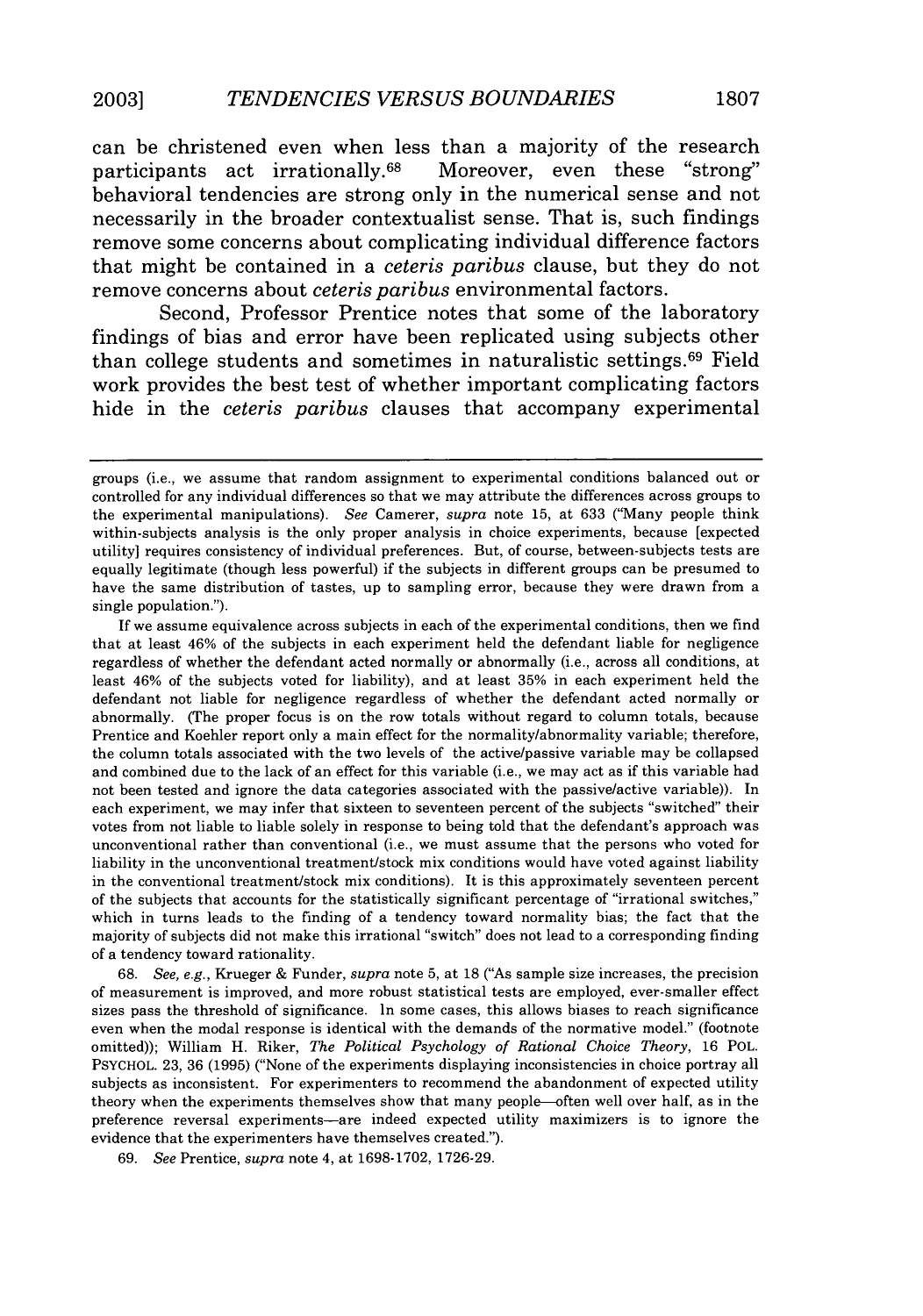can be christened even when less than a majority of the research participants act irrationally.[68] Moreover, even these "strong" behavioral tendencies are strong only in the numerical sense and not necessarily in the broader contextualist sense. That is, such findings remove some concerns about complicating individual difference factors that might be contained in a *ceteris paribus* clause, but they do not remove concerns about *ceteris paribus* environmental factors.

Second, Professor Prentice notes that some of the laboratory findings of bias and error have been replicated using subjects other than college students and sometimes in naturalistic settings.[69] Field work provides the best test of whether important complicating factors hide in the *ceteris paribus* clauses that accompany experimental

---

groups (i.e., we assume that random assignment to experimental conditions balanced out or controlled for any individual differences so that we may attribute the differences across groups to the experimental manipulations). *See* Camerer, *supra* note 15, at 633 ("Many people think within-subjects analysis is the only proper analysis in choice experiments, because [expected utility] requires consistency of individual preferences. But, of course, between-subjects tests are equally legitimate (though less powerful) if the subjects in different groups can be presumed to have the same distribution of tastes, up to sampling error, because they were drawn from a single population.").

If we assume equivalence across subjects in each of the experimental conditions, then we find that at least 46% of the subjects in each experiment held the defendant liable for negligence regardless of whether the defendant acted normally or abnormally (i.e., across all conditions, at least 46% of the subjects voted for liability), and at least 35% in each experiment held the defendant not liable for negligence regardless of whether the defendant acted normally or abnormally. (The proper focus is on the row totals without regard to column totals, because Prentice and Koehler report only a main effect for the normality/abnormality variable; therefore, the column totals associated with the two levels of the active/passive variable may be collapsed and combined due to the lack of an effect for this variable (i.e., we may act as if this variable had not been tested and ignore the data categories associated with the passive/active variable)). In each experiment, we may infer that sixteen to seventeen percent of the subjects "switched" their votes from not liable to liable solely in response to being told that the defendant's approach was unconventional rather than conventional (i.e., we must assume that the persons who voted for liability in the unconventional treatment/stock mix conditions would have voted against liability in the conventional treatment/stock mix conditions). It is this approximately seventeen percent of the subjects that accounts for the statistically significant percentage of "irrational switches," which in turns leads to the finding of a tendency toward normality bias; the fact that the majority of subjects did not make this irrational "switch" does not lead to a corresponding finding of a tendency toward rationality.

68. *See, e.g.*, Krueger & Funder, *supra* note 5, at 18 ("As sample size increases, the precision of measurement is improved, and more robust statistical tests are employed, ever-smaller effect sizes pass the threshold of significance. In some cases, this allows biases to reach significance even when the modal response is identical with the demands of the normative model." (footnote omitted)); William H. Riker, *The Political Psychology of Rational Choice Theory*, 16 POL. PSYCHOL. 23, 36 (1995) ("None of the experiments displaying inconsistencies in choice portray all subjects as inconsistent. For experimenters to recommend the abandonment of expected utility theory when the experiments themselves show that many people—often well over half, as in the preference reversal experiments—are indeed expected utility maximizers is to ignore the evidence that the experimenters have themselves created.").

69. *See* Prentice, *supra* note 4, at 1698-1702, 1726-29.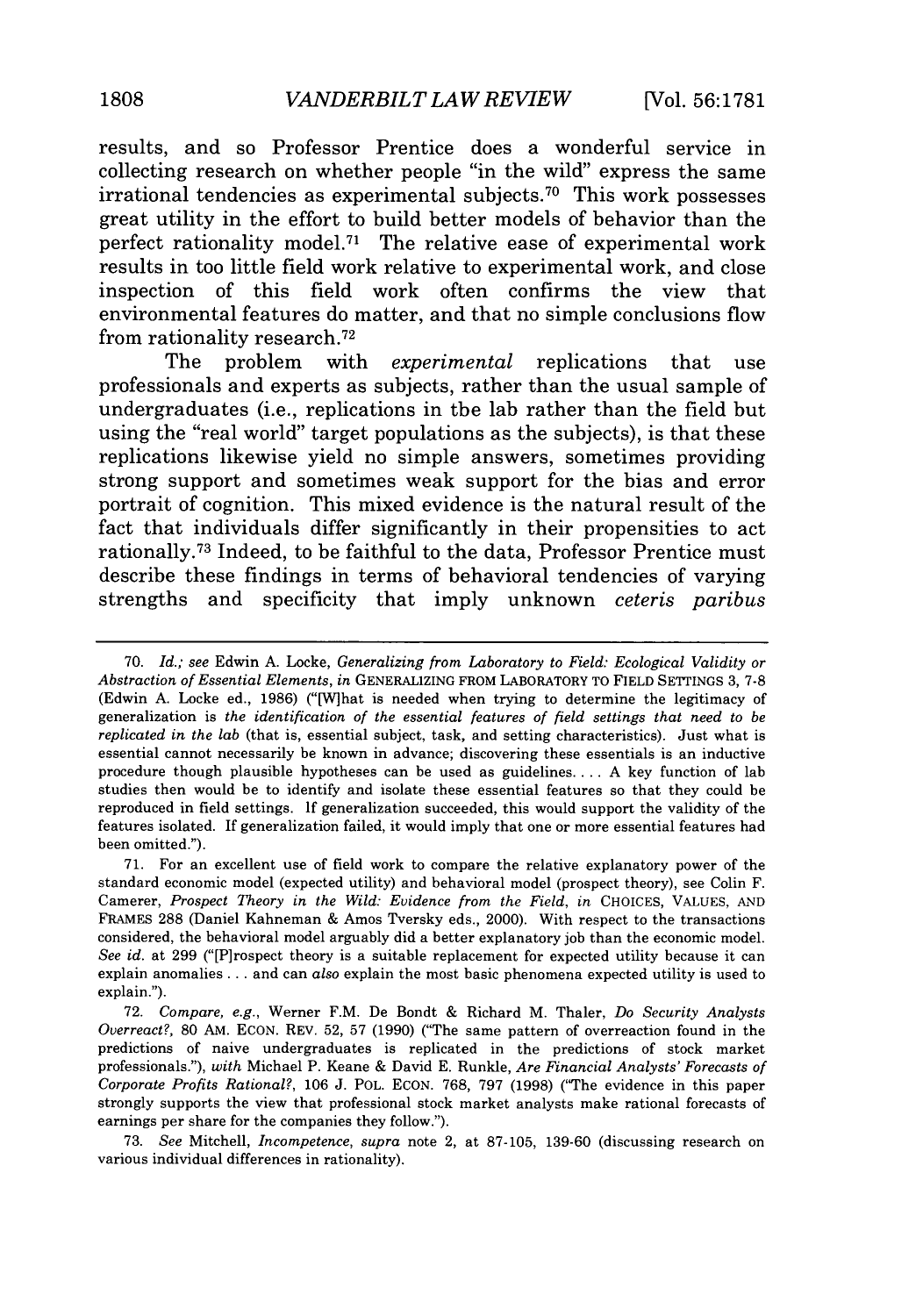results, and so Professor Prentice does a wonderful service in collecting research on whether people "in the wild" express the same irrational tendencies as experimental subjects.[70] This work possesses great utility in the effort to build better models of behavior than the perfect rationality model.[71] The relative ease of experimental work results in too little field work relative to experimental work, and close inspection of this field work often confirms the view that environmental features do matter, and that no simple conclusions flow from rationality research.[72]

The problem with *experimental* replications that use professionals and experts as subjects, rather than the usual sample of undergraduates (i.e., replications in tbe lab rather than the field but using the "real world" target populations as the subjects), is that these replications likewise yield no simple answers, sometimes providing strong support and sometimes weak support for the bias and error portrait of cognition. This mixed evidence is the natural result of the fact that individuals differ significantly in their propensities to act rationally.[73] Indeed, to be faithful to the data, Professor Prentice must describe these findings in terms of behavioral tendencies of varying strengths and specificity that imply unknown *ceteris paribus*

---

70. *Id.*; *see* Edwin A. Locke, *Generalizing from Laboratory to Field: Ecological Validity or Abstraction of Essential Elements*, *in* GENERALIZING FROM LABORATORY TO FIELD SETTINGS 3, 7-8 (Edwin A. Locke ed., 1986) ("[W]hat is needed when trying to determine the legitimacy of generalization is *the identification of the essential features of field settings that need to be replicated in the lab* (that is, essential subject, task, and setting characteristics). Just what is essential cannot necessarily be known in advance; discovering these essentials is an inductive procedure though plausible hypotheses can be used as guidelines. . . . A key function of lab studies then would be to identify and isolate these essential features so that they could be reproduced in field settings. If generalization succeeded, this would support the validity of the features isolated. If generalization failed, it would imply that one or more essential features had been omitted.").

71. For an excellent use of field work to compare the relative explanatory power of the standard economic model (expected utility) and behavioral model (prospect theory), see Colin F. Camerer, *Prospect Theory in the Wild: Evidence from the Field*, *in* CHOICES, VALUES, AND FRAMES 288 (Daniel Kahneman & Amos Tversky eds., 2000). With respect to the transactions considered, the behavioral model arguably did a better explanatory job than the economic model. *See id.* at 299 ("[P]rospect theory is a suitable replacement for expected utility because it can explain anomalies . . . and can *also* explain the most basic phenomena expected utility is used to explain.").

72. *Compare, e.g.*, Werner F.M. De Bondt & Richard M. Thaler, *Do Security Analysts Overreact?*, 80 AM. ECON. REV. 52, 57 (1990) ("The same pattern of overreaction found in the predictions of naive undergraduates is replicated in the predictions of stock market professionals."), *with* Michael P. Keane & David E. Runkle, *Are Financial Analysts' Forecasts of Corporate Profits Rational?*, 106 J. POL. ECON. 768, 797 (1998) ("The evidence in this paper strongly supports the view that professional stock market analysts make rational forecasts of earnings per share for the companies they follow.").

73. *See* Mitchell, *Incompetence*, *supra* note 2, at 87-105, 139-60 (discussing research on various individual differences in rationality).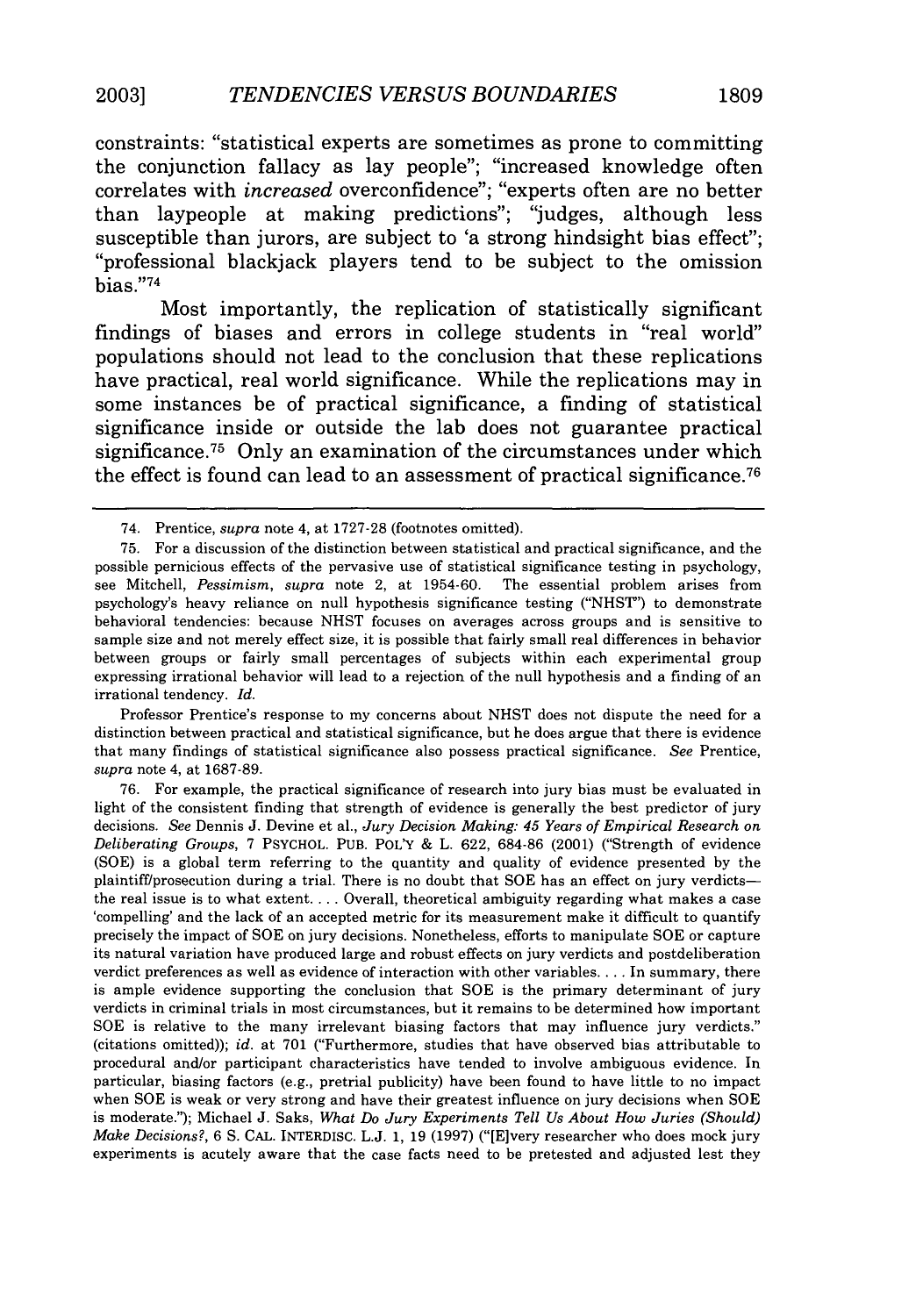constraints: "statistical experts are sometimes as prone to committing the conjunction fallacy as lay people"; "increased knowledge often correlates with *increased* overconfidence"; "experts often are no better than laypeople at making predictions"; "judges, although less susceptible than jurors, are subject to 'a strong hindsight bias effect"; "professional blackjack players tend to be subject to the omission bias."[74]

Most importantly, the replication of statistically significant findings of biases and errors in college students in "real world" populations should not lead to the conclusion that these replications have practical, real world significance. While the replications may in some instances be of practical significance, a finding of statistical significance inside or outside the lab does not guarantee practical significance.[75] Only an examination of the circumstances under which the effect is found can lead to an assessment of practical significance.[76]

---

74. Prentice, *supra* note 4, at 1727-28 (footnotes omitted).

75. For a discussion of the distinction between statistical and practical significance, and the possible pernicious effects of the pervasive use of statistical significance testing in psychology, see Mitchell, *Pessimism*, *supra* note 2, at 1954-60. The essential problem arises from psychology's heavy reliance on null hypothesis significance testing ("NHST") to demonstrate behavioral tendencies: because NHST focuses on averages across groups and is sensitive to sample size and not merely effect size, it is possible that fairly small real differences in behavior between groups or fairly small percentages of subjects within each experimental group expressing irrational behavior will lead to a rejection of the null hypothesis and a finding of an irrational tendency. *Id.*

Professor Prentice's response to my concerns about NHST does not dispute the need for a distinction between practical and statistical significance, but he does argue that there is evidence that many findings of statistical significance also possess practical significance. *See* Prentice, *supra* note 4, at 1687-89.

76. For example, the practical significance of research into jury bias must be evaluated in light of the consistent finding that strength of evidence is generally the best predictor of jury decisions. *See* Dennis J. Devine et al., *Jury Decision Making: 45 Years of Empirical Research on Deliberating Groups*, 7 PSYCHOL. PUB. POL'Y & L. 622, 684-86 (2001) ("Strength of evidence (SOE) is a global term referring to the quantity and quality of evidence presented by the plaintiff/prosecution during a trial. There is no doubt that SOE has an effect on jury verdicts—the real issue is to what extent. . . . Overall, theoretical ambiguity regarding what makes a case 'compelling' and the lack of an accepted metric for its measurement make it difficult to quantify precisely the impact of SOE on jury decisions. Nonetheless, efforts to manipulate SOE or capture its natural variation have produced large and robust effects on jury verdicts and postdeliberation verdict preferences as well as evidence of interaction with other variables. . . . In summary, there is ample evidence supporting the conclusion that SOE is the primary determinant of jury verdicts in criminal trials in most circumstances, but it remains to be determined how important SOE is relative to the many irrelevant biasing factors that may influence jury verdicts." (citations omitted)); *id.* at 701 ("Furthermore, studies that have observed bias attributable to procedural and/or participant characteristics have tended to involve ambiguous evidence. In particular, biasing factors (e.g., pretrial publicity) have been found to have little to no impact when SOE is weak or very strong and have their greatest influence on jury decisions when SOE is moderate."); Michael J. Saks, *What Do Jury Experiments Tell Us About How Juries (Should) Make Decisions?*, 6 S. CAL. INTERDISC. L.J. 1, 19 (1997) ("[E]very researcher who does mock jury experiments is acutely aware that the case facts need to be pretested and adjusted lest they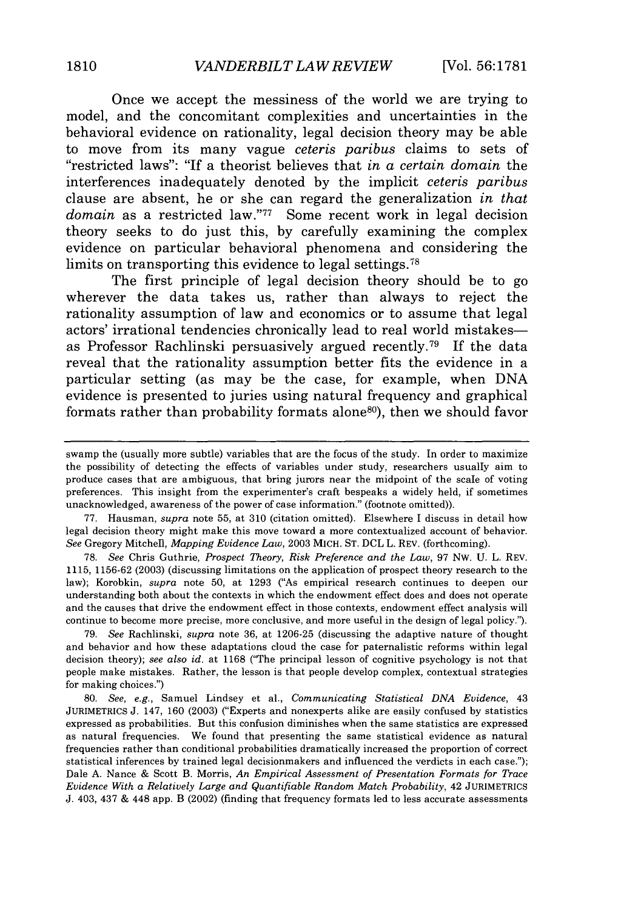Once we accept the messiness of the world we are trying to model, and the concomitant complexities and uncertainties in the behavioral evidence on rationality, legal decision theory may be able to move from its many vague *ceteris paribus* claims to sets of "restricted laws": "If a theorist believes that *in a certain domain* the interferences inadequately denoted by the implicit *ceteris paribus* clause are absent, he or she can regard the generalization *in that domain* as a restricted law."[77] Some recent work in legal decision theory seeks to do just this, by carefully examining the complex evidence on particular behavioral phenomena and considering the limits on transporting this evidence to legal settings.[78]

The first principle of legal decision theory should be to go wherever the data takes us, rather than always to reject the rationality assumption of law and economics or to assume that legal actors' irrational tendencies chronically lead to real world mistakes—as Professor Rachlinski persuasively argued recently.[79] If the data reveal that the rationality assumption better fits the evidence in a particular setting (as may be the case, for example, when DNA evidence is presented to juries using natural frequency and graphical formats rather than probability formats alone[80]), then we should favor

---

swamp the (usually more subtle) variables that are the focus of the study. In order to maximize the possibility of detecting the effects of variables under study, researchers usually aim to produce cases that are ambiguous, that bring jurors near the midpoint of the scale of voting preferences. This insight from the experimenter's craft bespeaks a widely held, if sometimes unacknowledged, awareness of the power of case information." (footnote omitted)).

77. Hausman, *supra* note 55, at 310 (citation omitted). Elsewhere I discuss in detail how legal decision theory might make this move toward a more contextualized account of behavior. *See* Gregory Mitchell, *Mapping Evidence Law*, 2003 MICH. ST. DCL L. REV. (forthcoming).

78. *See* Chris Guthrie, *Prospect Theory, Risk Preference and the Law*, 97 NW. U. L. REV. 1115, 1156-62 (2003) (discussing limitations on the application of prospect theory research to the law); Korobkin, *supra* note 50, at 1293 ("As empirical research continues to deepen our understanding both about the contexts in which the endowment effect does and does not operate and the causes that drive the endowment effect in those contexts, endowment effect analysis will continue to become more precise, more conclusive, and more useful in the design of legal policy.").

79. *See* Rachlinski, *supra* note 36, at 1206-25 (discussing the adaptive nature of thought and behavior and how these adaptations cloud the case for paternalistic reforms within legal decision theory); *see also id.* at 1168 ("The principal lesson of cognitive psychology is not that people make mistakes. Rather, the lesson is that people develop complex, contextual strategies for making choices.")

80. *See, e.g.*, Samuel Lindsey et al., *Communicating Statistical DNA Evidence*, 43 JURIMETRICS J. 147, 160 (2003) ("Experts and nonexperts alike are easily confused by statistics expressed as probabilities. But this confusion diminishes when the same statistics are expressed as natural frequencies. We found that presenting the same statistical evidence as natural frequencies rather than conditional probabilities dramatically increased the proportion of correct statistical inferences by trained legal decisionmakers and influenced the verdicts in each case."); Dale A. Nance & Scott B. Morris, *An Empirical Assessment of Presentation Formats for Trace Evidence With a Relatively Large and Quantifiable Random Match Probability*, 42 JURIMETRICS J. 403, 437 & 448 app. B (2002) (finding that frequency formats led to less accurate assessments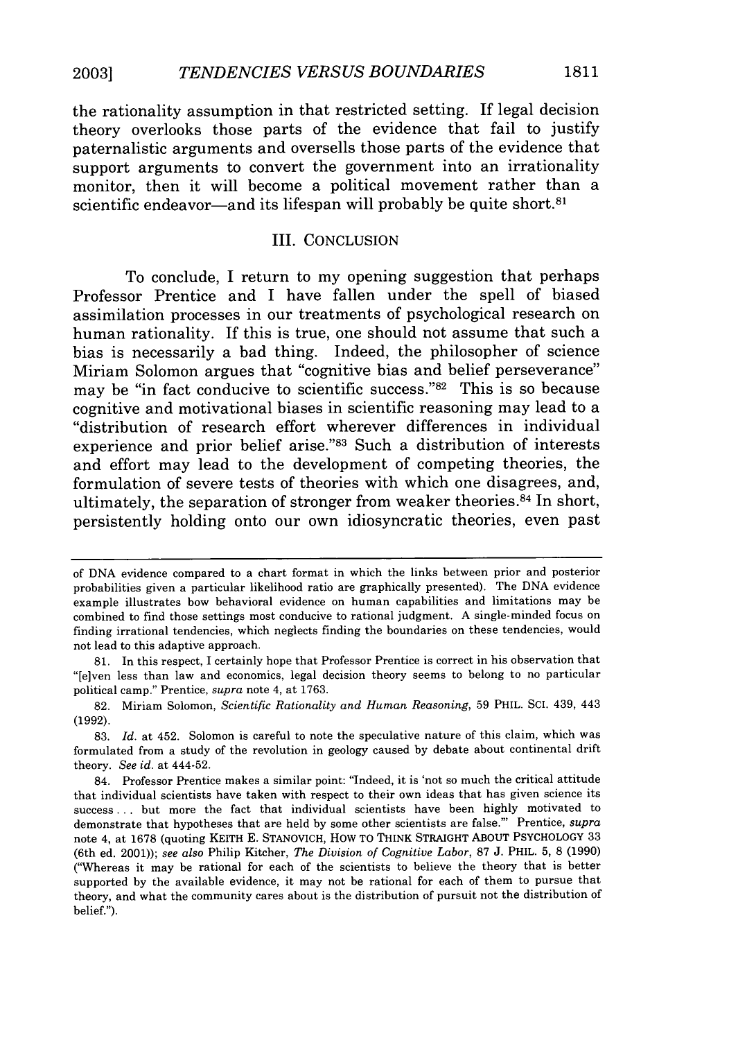the rationality assumption in that restricted setting. If legal decision theory overlooks those parts of the evidence that fail to justify paternalistic arguments and oversells those parts of the evidence that support arguments to convert the government into an irrationality monitor, then it will become a political movement rather than a scientific endeavor—and its lifespan will probably be quite short.[81]

## III. CONCLUSION

To conclude, I return to my opening suggestion that perhaps Professor Prentice and I have fallen under the spell of biased assimilation processes in our treatments of psychological research on human rationality. If this is true, one should not assume that such a bias is necessarily a bad thing. Indeed, the philosopher of science Miriam Solomon argues that "cognitive bias and belief perseverance" may be "in fact conducive to scientific success."[82] This is so because cognitive and motivational biases in scientific reasoning may lead to a "distribution of research effort wherever differences in individual experience and prior belief arise."[83] Such a distribution of interests and effort may lead to the development of competing theories, the formulation of severe tests of theories with which one disagrees, and, ultimately, the separation of stronger from weaker theories.[84] In short, persistently holding onto our own idiosyncratic theories, even past

---

of DNA evidence compared to a chart format in which the links between prior and posterior probabilities given a particular likelihood ratio are graphically presented). The DNA evidence example illustrates bow behavioral evidence on human capabilities and limitations may be combined to find those settings most conducive to rational judgment. A single-minded focus on finding irrational tendencies, which neglects finding the boundaries on these tendencies, would not lead to this adaptive approach.

81. In this respect, I certainly hope that Professor Prentice is correct in his observation that "[e]ven less than law and economics, legal decision theory seems to belong to no particular political camp." Prentice, *supra* note 4, at 1763.

82. Miriam Solomon, *Scientific Rationality and Human Reasoning*, 59 PHIL. SCI. 439, 443 (1992).

83. *Id.* at 452. Solomon is careful to note the speculative nature of this claim, which was formulated from a study of the revolution in geology caused by debate about continental drift theory. *See id.* at 444-52.

84. Professor Prentice makes a similar point: "Indeed, it is 'not so much the critical attitude that individual scientists have taken with respect to their own ideas that has given science its success . . . but more the fact that individual scientists have been highly motivated to demonstrate that hypotheses that are held by some other scientists are false.'" Prentice, *supra* note 4, at 1678 (quoting KEITH E. STANOVICH, HOW TO THINK STRAIGHT ABOUT PSYCHOLOGY 33 (6th ed. 2001)); *see also* Philip Kitcher, *The Division of Cognitive Labor*, 87 J. PHIL. 5, 8 (1990) ("Whereas it may be rational for each of the scientists to believe the theory that is better supported by the available evidence, it may not be rational for each of them to pursue that theory, and what the community cares about is the distribution of pursuit not the distribution of belief.").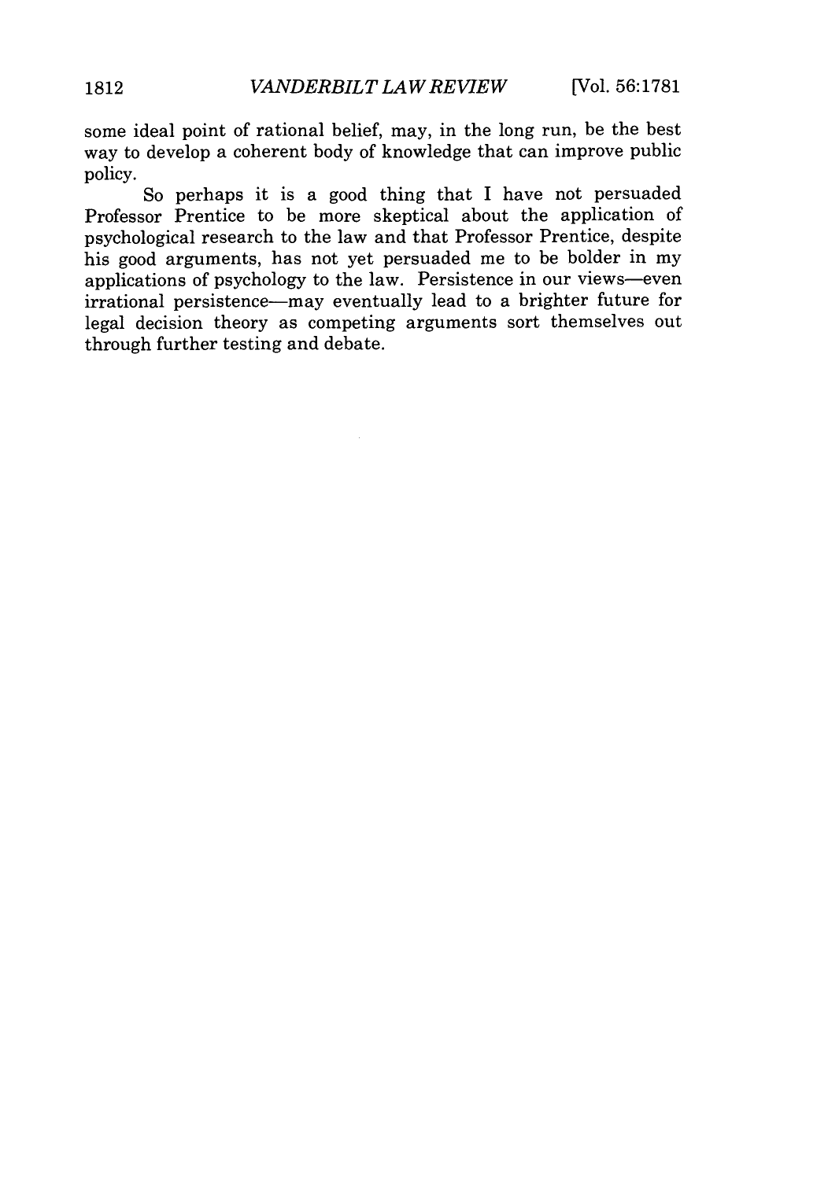some ideal point of rational belief, may, in the long run, be the best way to develop a coherent body of knowledge that can improve public policy.

So perhaps it is a good thing that I have not persuaded Professor Prentice to be more skeptical about the application of psychological research to the law and that Professor Prentice, despite his good arguments, has not yet persuaded me to be bolder in my applications of psychology to the law. Persistence in our views—even irrational persistence—may eventually lead to a brighter future for legal decision theory as competing arguments sort themselves out through further testing and debate.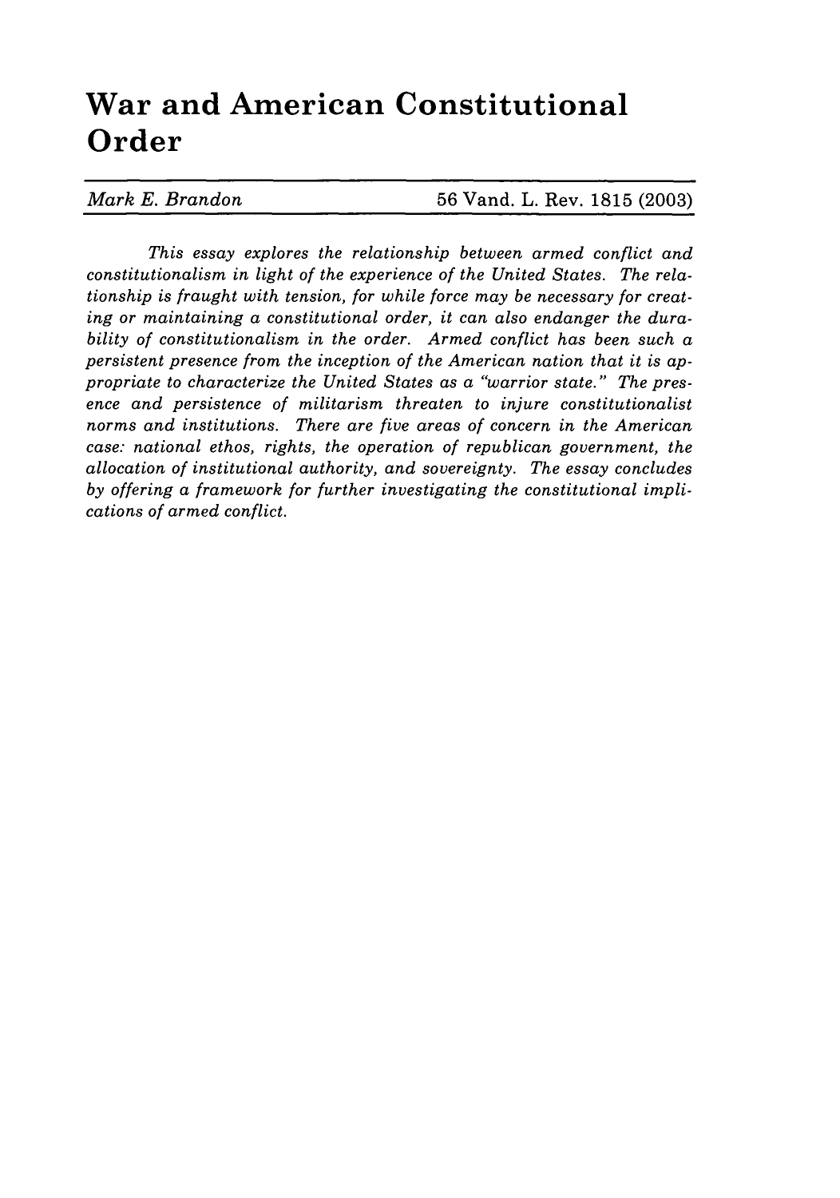# War and American Constitutional Order

*Mark E. Brandon* 56 Vand. L. Rev. 1815 (2003)

*This essay explores the relationship between armed conflict and constitutionalism in light of the experience of the United States. The relationship is fraught with tension, for while force may be necessary for creating or maintaining a constitutional order, it can also endanger the durability of constitutionalism in the order. Armed conflict has been such a persistent presence from the inception of the American nation that it is appropriate to characterize the United States as a "warrior state." The presence and persistence of militarism threaten to injure constitutionalist norms and institutions. There are five areas of concern in the American case: national ethos, rights, the operation of republican government, the allocation of institutional authority, and sovereignty. The essay concludes by offering a framework for further investigating the constitutional implications of armed conflict.*